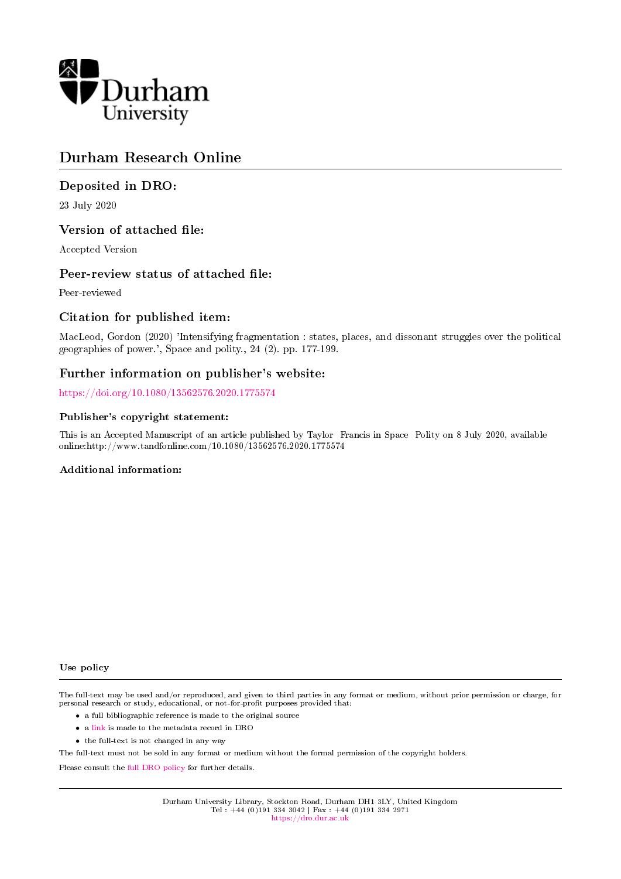Durham University

# Durham Research Online

## Deposited in DRO:

23 July 2020

## Version of attached file:

Accepted Version

## Peer-review status of attached file:

Peer-reviewed

## Citation for published item:

MacLeod, Gordon (2020) 'Intensifying fragmentation : states, places, and dissonant struggles over the political geographies of power.', Space and polity., 24 (2). pp. 177-199.

## Further information on publisher's website:

https://doi.org/10.1080/13562576.2020.1775574

### Publisher's copyright statement:

This is an Accepted Manuscript of an article published by Taylor Francis in Space Polity on 8 July 2020, available online:http://www.tandfonline.com/10.1080/13562576.2020.1775574

### Additional information:

#### Use policy

The full-text may be used and/or reproduced, and given to third parties in any format or medium, without prior permission or charge, for personal research or study, educational, or not-for-profit purposes provided that:

- a full bibliographic reference is made to the original source
- a link is made to the metadata record in DRO
- the full-text is not changed in any way

The full-text must not be sold in any format or medium without the formal permission of the copyright holders.

Please consult the full DRO policy for further details.

Durham University Library, Stockton Road, Durham DH1 3LY, United Kingdom
Tel : +44 (0)191 334 3042 | Fax : +44 (0)191 334 2971
https://dro.dur.ac.uk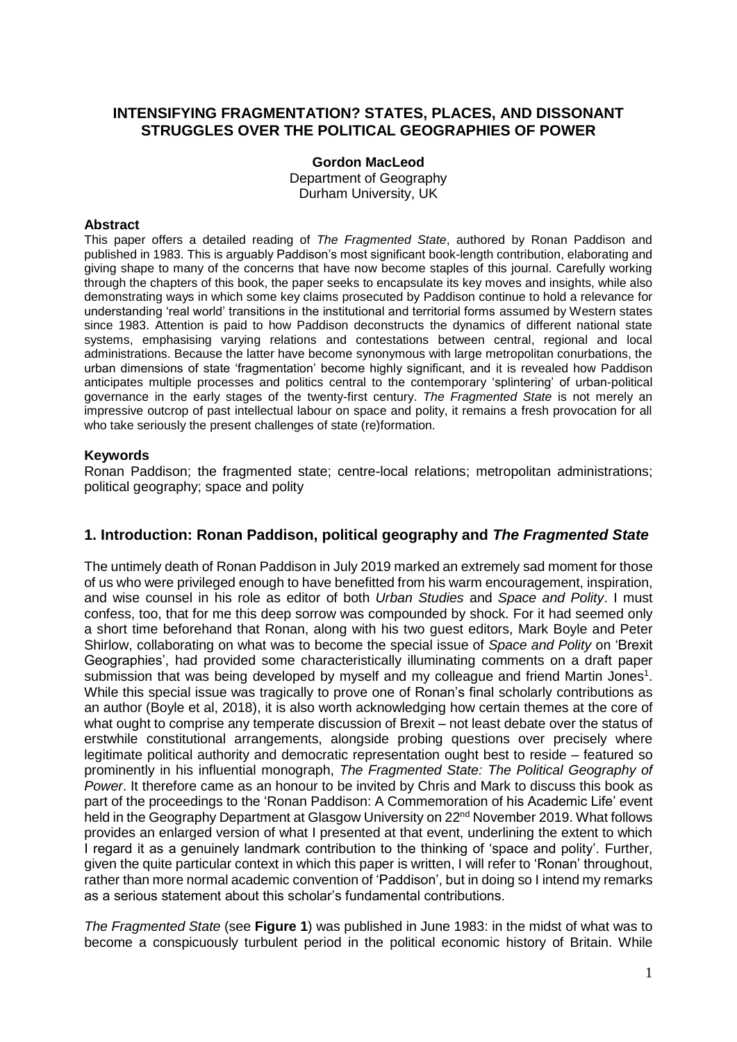# INTENSIFYING FRAGMENTATION? STATES, PLACES, AND DISSONANT STRUGGLES OVER THE POLITICAL GEOGRAPHIES OF POWER

**Gordon MacLeod**

Department of Geography

Durham University, UK

**Abstract**

This paper offers a detailed reading of *The Fragmented State*, authored by Ronan Paddison and published in 1983. This is arguably Paddison's most significant book-length contribution, elaborating and giving shape to many of the concerns that have now become staples of this journal. Carefully working through the chapters of this book, the paper seeks to encapsulate its key moves and insights, while also demonstrating ways in which some key claims prosecuted by Paddison continue to hold a relevance for understanding 'real world' transitions in the institutional and territorial forms assumed by Western states since 1983. Attention is paid to how Paddison deconstructs the dynamics of different national state systems, emphasising varying relations and contestations between central, regional and local administrations. Because the latter have become synonymous with large metropolitan conurbations, the urban dimensions of state 'fragmentation' become highly significant, and it is revealed how Paddison anticipates multiple processes and politics central to the contemporary 'splintering' of urban-political governance in the early stages of the twenty-first century. *The Fragmented State* is not merely an impressive outcrop of past intellectual labour on space and polity, it remains a fresh provocation for all who take seriously the present challenges of state (re)formation.

**Keywords**

Ronan Paddison; the fragmented state; centre-local relations; metropolitan administrations; political geography; space and polity

## 1. Introduction: Ronan Paddison, political geography and *The Fragmented State*

The untimely death of Ronan Paddison in July 2019 marked an extremely sad moment for those of us who were privileged enough to have benefitted from his warm encouragement, inspiration, and wise counsel in his role as editor of both *Urban Studies* and *Space and Polity*. I must confess, too, that for me this deep sorrow was compounded by shock. For it had seemed only a short time beforehand that Ronan, along with his two guest editors, Mark Boyle and Peter Shirlow, collaborating on what was to become the special issue of *Space and Polity* on 'Brexit Geographies', had provided some characteristically illuminating comments on a draft paper submission that was being developed by myself and my colleague and friend Martin Jones[1]. While this special issue was tragically to prove one of Ronan's final scholarly contributions as an author (Boyle et al, 2018), it is also worth acknowledging how certain themes at the core of what ought to comprise any temperate discussion of Brexit – not least debate over the status of erstwhile constitutional arrangements, alongside probing questions over precisely where legitimate political authority and democratic representation ought best to reside – featured so prominently in his influential monograph, *The Fragmented State: The Political Geography of Power*. It therefore came as an honour to be invited by Chris and Mark to discuss this book as part of the proceedings to the 'Ronan Paddison: A Commemoration of his Academic Life' event held in the Geography Department at Glasgow University on 22nd November 2019. What follows provides an enlarged version of what I presented at that event, underlining the extent to which I regard it as a genuinely landmark contribution to the thinking of 'space and polity'. Further, given the quite particular context in which this paper is written, I will refer to 'Ronan' throughout, rather than more normal academic convention of 'Paddison', but in doing so I intend my remarks as a serious statement about this scholar's fundamental contributions.

*The Fragmented State* (see **Figure 1**) was published in June 1983: in the midst of what was to become a conspicuously turbulent period in the political economic history of Britain. While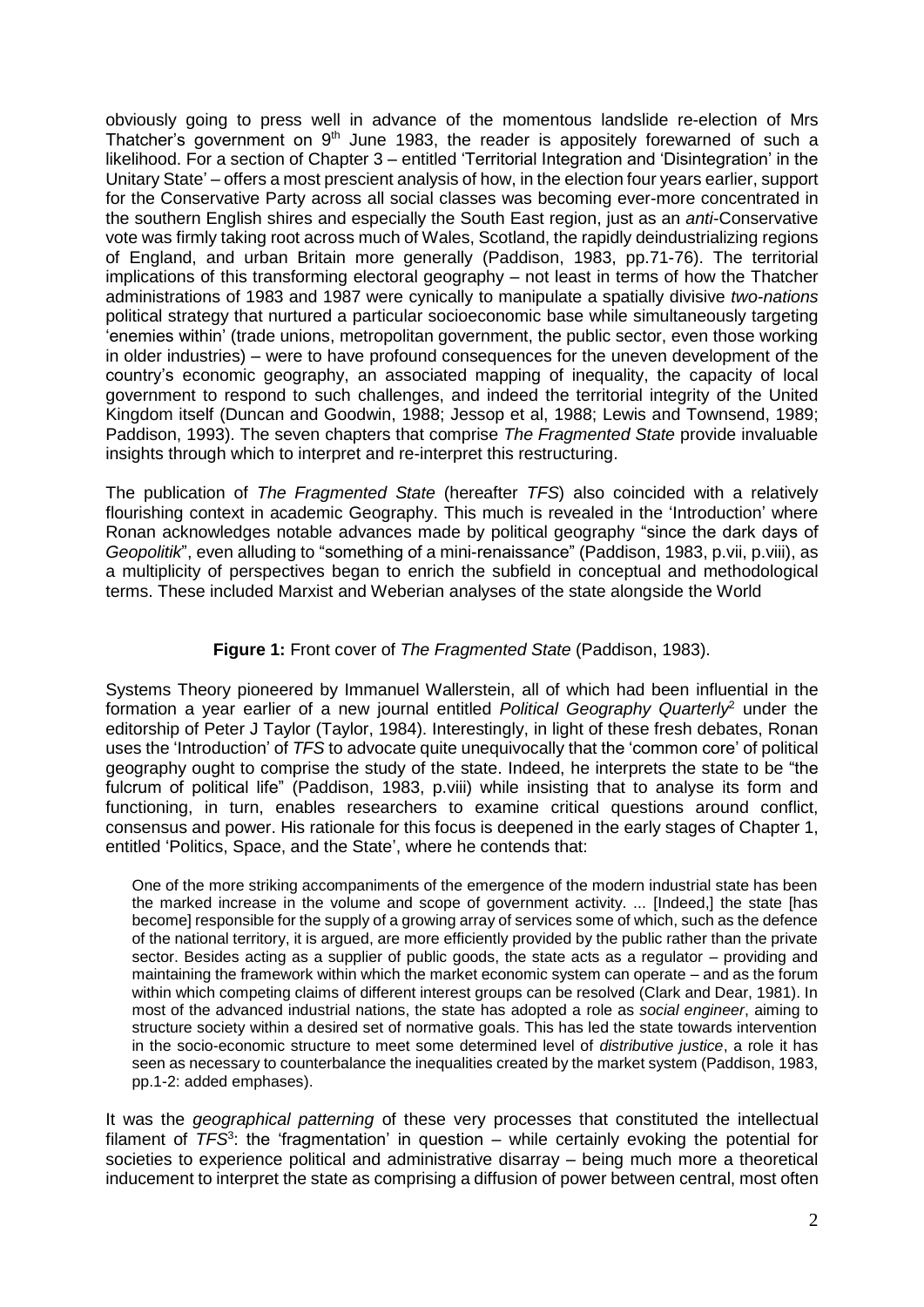obviously going to press well in advance of the momentous landslide re-election of Mrs Thatcher's government on 9th June 1983, the reader is appositely forewarned of such a likelihood. For a section of Chapter 3 – entitled 'Territorial Integration and 'Disintegration' in the Unitary State' – offers a most prescient analysis of how, in the election four years earlier, support for the Conservative Party across all social classes was becoming ever-more concentrated in the southern English shires and especially the South East region, just as an *anti*-Conservative vote was firmly taking root across much of Wales, Scotland, the rapidly deindustrializing regions of England, and urban Britain more generally (Paddison, 1983, pp.71-76). The territorial implications of this transforming electoral geography – not least in terms of how the Thatcher administrations of 1983 and 1987 were cynically to manipulate a spatially divisive *two-nations* political strategy that nurtured a particular socioeconomic base while simultaneously targeting 'enemies within' (trade unions, metropolitan government, the public sector, even those working in older industries) – were to have profound consequences for the uneven development of the country's economic geography, an associated mapping of inequality, the capacity of local government to respond to such challenges, and indeed the territorial integrity of the United Kingdom itself (Duncan and Goodwin, 1988; Jessop et al, 1988; Lewis and Townsend, 1989; Paddison, 1993). The seven chapters that comprise *The Fragmented State* provide invaluable insights through which to interpret and re-interpret this restructuring.

The publication of *The Fragmented State* (hereafter *TFS*) also coincided with a relatively flourishing context in academic Geography. This much is revealed in the 'Introduction' where Ronan acknowledges notable advances made by political geography "since the dark days of *Geopolitik*", even alluding to "something of a mini-renaissance" (Paddison, 1983, p.vii, p.viii), as a multiplicity of perspectives began to enrich the subfield in conceptual and methodological terms. These included Marxist and Weberian analyses of the state alongside the World

**Figure 1:** Front cover of *The Fragmented State* (Paddison, 1983).

Systems Theory pioneered by Immanuel Wallerstein, all of which had been influential in the formation a year earlier of a new journal entitled *Political Geography Quarterly*[2] under the editorship of Peter J Taylor (Taylor, 1984). Interestingly, in light of these fresh debates, Ronan uses the 'Introduction' of *TFS* to advocate quite unequivocally that the 'common core' of political geography ought to comprise the study of the state. Indeed, he interprets the state to be "the fulcrum of political life" (Paddison, 1983, p.viii) while insisting that to analyse its form and functioning, in turn, enables researchers to examine critical questions around conflict, consensus and power. His rationale for this focus is deepened in the early stages of Chapter 1, entitled 'Politics, Space, and the State', where he contends that:

> One of the more striking accompaniments of the emergence of the modern industrial state has been the marked increase in the volume and scope of government activity. ... [Indeed,] the state [has become] responsible for the supply of a growing array of services some of which, such as the defence of the national territory, it is argued, are more efficiently provided by the public rather than the private sector. Besides acting as a supplier of public goods, the state acts as a regulator – providing and maintaining the framework within which the market economic system can operate – and as the forum within which competing claims of different interest groups can be resolved (Clark and Dear, 1981). In most of the advanced industrial nations, the state has adopted a role as *social engineer*, aiming to structure society within a desired set of normative goals. This has led the state towards intervention in the socio-economic structure to meet some determined level of *distributive justice*, a role it has seen as necessary to counterbalance the inequalities created by the market system (Paddison, 1983, pp.1-2: added emphases).

It was the *geographical patterning* of these very processes that constituted the intellectual filament of *TFS*[3]: the 'fragmentation' in question – while certainly evoking the potential for societies to experience political and administrative disarray – being much more a theoretical inducement to interpret the state as comprising a diffusion of power between central, most often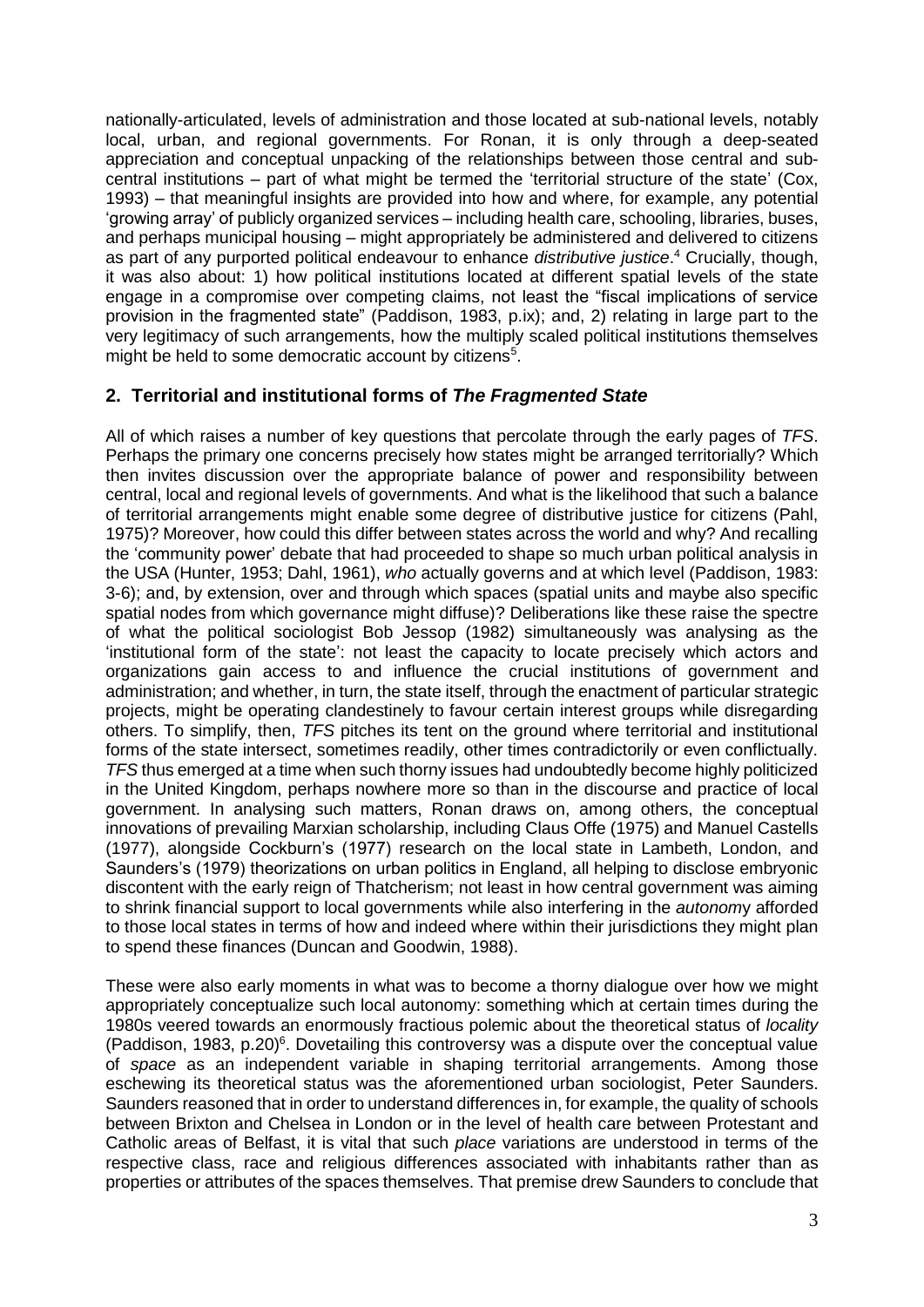nationally-articulated, levels of administration and those located at sub-national levels, notably local, urban, and regional governments. For Ronan, it is only through a deep-seated appreciation and conceptual unpacking of the relationships between those central and sub-central institutions – part of what might be termed the 'territorial structure of the state' (Cox, 1993) – that meaningful insights are provided into how and where, for example, any potential 'growing array' of publicly organized services – including health care, schooling, libraries, buses, and perhaps municipal housing – might appropriately be administered and delivered to citizens as part of any purported political endeavour to enhance *distributive justice*.[4] Crucially, though, it was also about: 1) how political institutions located at different spatial levels of the state engage in a compromise over competing claims, not least the "fiscal implications of service provision in the fragmented state" (Paddison, 1983, p.ix); and, 2) relating in large part to the very legitimacy of such arrangements, how the multiply scaled political institutions themselves might be held to some democratic account by citizens[5].

## 2. Territorial and institutional forms of *The Fragmented State*

All of which raises a number of key questions that percolate through the early pages of *TFS*. Perhaps the primary one concerns precisely how states might be arranged territorially? Which then invites discussion over the appropriate balance of power and responsibility between central, local and regional levels of governments. And what is the likelihood that such a balance of territorial arrangements might enable some degree of distributive justice for citizens (Pahl, 1975)? Moreover, how could this differ between states across the world and why? And recalling the 'community power' debate that had proceeded to shape so much urban political analysis in the USA (Hunter, 1953; Dahl, 1961), *who* actually governs and at which level (Paddison, 1983: 3-6); and, by extension, over and through which spaces (spatial units and maybe also specific spatial nodes from which governance might diffuse)? Deliberations like these raise the spectre of what the political sociologist Bob Jessop (1982) simultaneously was analysing as the 'institutional form of the state': not least the capacity to locate precisely which actors and organizations gain access to and influence the crucial institutions of government and administration; and whether, in turn, the state itself, through the enactment of particular strategic projects, might be operating clandestinely to favour certain interest groups while disregarding others. To simplify, then, *TFS* pitches its tent on the ground where territorial and institutional forms of the state intersect, sometimes readily, other times contradictorily or even conflictually. *TFS* thus emerged at a time when such thorny issues had undoubtedly become highly politicized in the United Kingdom, perhaps nowhere more so than in the discourse and practice of local government. In analysing such matters, Ronan draws on, among others, the conceptual innovations of prevailing Marxian scholarship, including Claus Offe (1975) and Manuel Castells (1977), alongside Cockburn's (1977) research on the local state in Lambeth, London, and Saunders's (1979) theorizations on urban politics in England, all helping to disclose embryonic discontent with the early reign of Thatcherism; not least in how central government was aiming to shrink financial support to local governments while also interfering in the *autonomy* afforded to those local states in terms of how and indeed where within their jurisdictions they might plan to spend these finances (Duncan and Goodwin, 1988).

These were also early moments in what was to become a thorny dialogue over how we might appropriately conceptualize such local autonomy: something which at certain times during the 1980s veered towards an enormously fractious polemic about the theoretical status of *locality* (Paddison, 1983, p.20)[6]. Dovetailing this controversy was a dispute over the conceptual value of *space* as an independent variable in shaping territorial arrangements. Among those eschewing its theoretical status was the aforementioned urban sociologist, Peter Saunders. Saunders reasoned that in order to understand differences in, for example, the quality of schools between Brixton and Chelsea in London or in the level of health care between Protestant and Catholic areas of Belfast, it is vital that such *place* variations are understood in terms of the respective class, race and religious differences associated with inhabitants rather than as properties or attributes of the spaces themselves. That premise drew Saunders to conclude that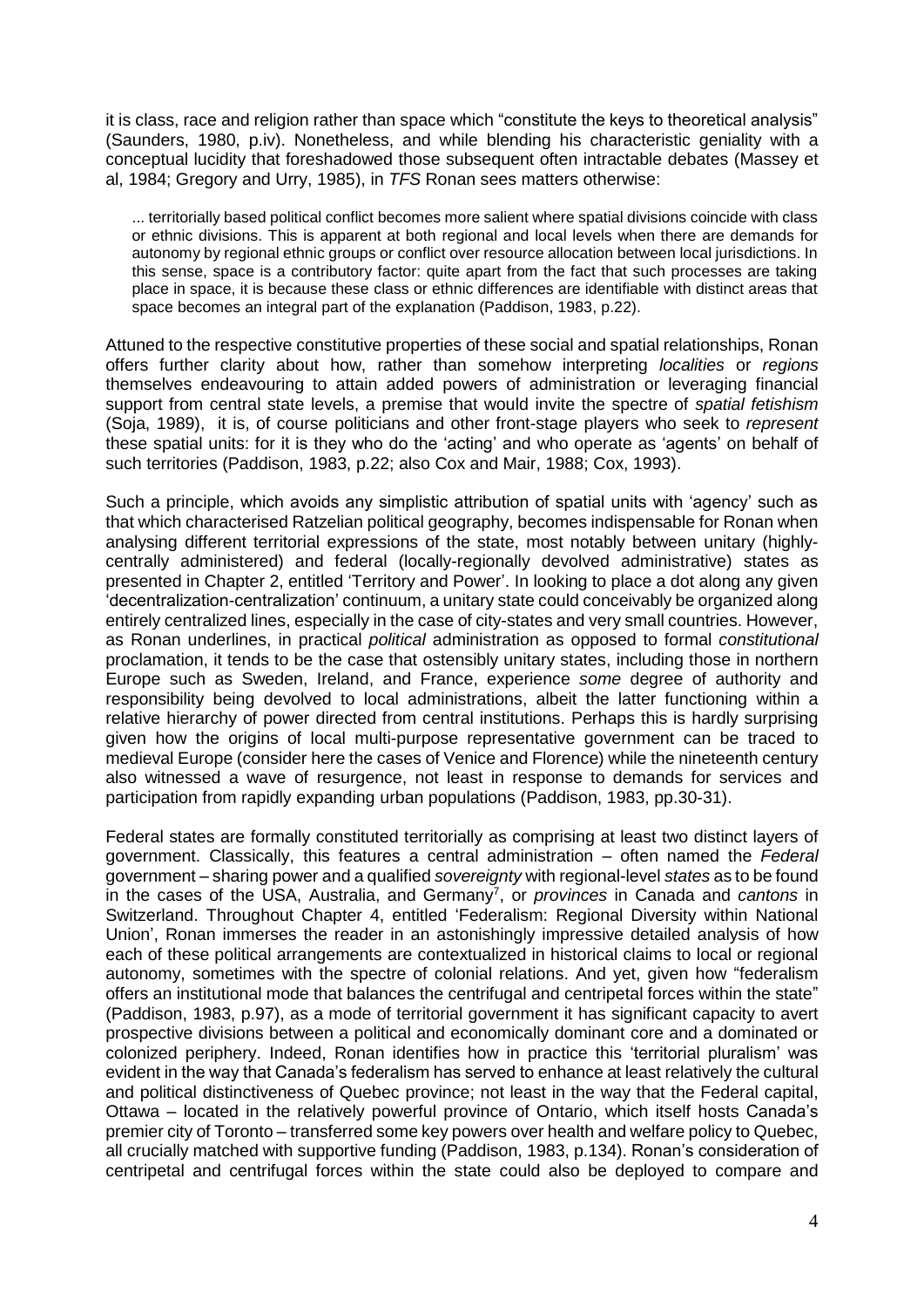it is class, race and religion rather than space which "constitute the keys to theoretical analysis" (Saunders, 1980, p.iv). Nonetheless, and while blending his characteristic geniality with a conceptual lucidity that foreshadowed those subsequent often intractable debates (Massey et al, 1984; Gregory and Urry, 1985), in *TFS* Ronan sees matters otherwise:

> ... territorially based political conflict becomes more salient where spatial divisions coincide with class or ethnic divisions. This is apparent at both regional and local levels when there are demands for autonomy by regional ethnic groups or conflict over resource allocation between local jurisdictions. In this sense, space is a contributory factor: quite apart from the fact that such processes are taking place in space, it is because these class or ethnic differences are identifiable with distinct areas that space becomes an integral part of the explanation (Paddison, 1983, p.22).

Attuned to the respective constitutive properties of these social and spatial relationships, Ronan offers further clarity about how, rather than somehow interpreting *localities* or *regions* themselves endeavouring to attain added powers of administration or leveraging financial support from central state levels, a premise that would invite the spectre of *spatial fetishism* (Soja, 1989), it is, of course politicians and other front-stage players who seek to *represent* these spatial units: for it is they who do the 'acting' and who operate as 'agents' on behalf of such territories (Paddison, 1983, p.22; also Cox and Mair, 1988; Cox, 1993).

Such a principle, which avoids any simplistic attribution of spatial units with 'agency' such as that which characterised Ratzelian political geography, becomes indispensable for Ronan when analysing different territorial expressions of the state, most notably between unitary (highly-centrally administered) and federal (locally-regionally devolved administrative) states as presented in Chapter 2, entitled 'Territory and Power'. In looking to place a dot along any given 'decentralization-centralization' continuum, a unitary state could conceivably be organized along entirely centralized lines, especially in the case of city-states and very small countries. However, as Ronan underlines, in practical *political* administration as opposed to formal *constitutional* proclamation, it tends to be the case that ostensibly unitary states, including those in northern Europe such as Sweden, Ireland, and France, experience *some* degree of authority and responsibility being devolved to local administrations, albeit the latter functioning within a relative hierarchy of power directed from central institutions. Perhaps this is hardly surprising given how the origins of local multi-purpose representative government can be traced to medieval Europe (consider here the cases of Venice and Florence) while the nineteenth century also witnessed a wave of resurgence, not least in response to demands for services and participation from rapidly expanding urban populations (Paddison, 1983, pp.30-31).

Federal states are formally constituted territorially as comprising at least two distinct layers of government. Classically, this features a central administration – often named the *Federal* government – sharing power and a qualified *sovereignty* with regional-level *states* as to be found in the cases of the USA, Australia, and Germany[7], or *provinces* in Canada and *cantons* in Switzerland. Throughout Chapter 4, entitled 'Federalism: Regional Diversity within National Union', Ronan immerses the reader in an astonishingly impressive detailed analysis of how each of these political arrangements are contextualized in historical claims to local or regional autonomy, sometimes with the spectre of colonial relations. And yet, given how "federalism offers an institutional mode that balances the centrifugal and centripetal forces within the state" (Paddison, 1983, p.97), as a mode of territorial government it has significant capacity to avert prospective divisions between a political and economically dominant core and a dominated or colonized periphery. Indeed, Ronan identifies how in practice this 'territorial pluralism' was evident in the way that Canada's federalism has served to enhance at least relatively the cultural and political distinctiveness of Quebec province; not least in the way that the Federal capital, Ottawa – located in the relatively powerful province of Ontario, which itself hosts Canada's premier city of Toronto – transferred some key powers over health and welfare policy to Quebec, all crucially matched with supportive funding (Paddison, 1983, p.134). Ronan's consideration of centripetal and centrifugal forces within the state could also be deployed to compare and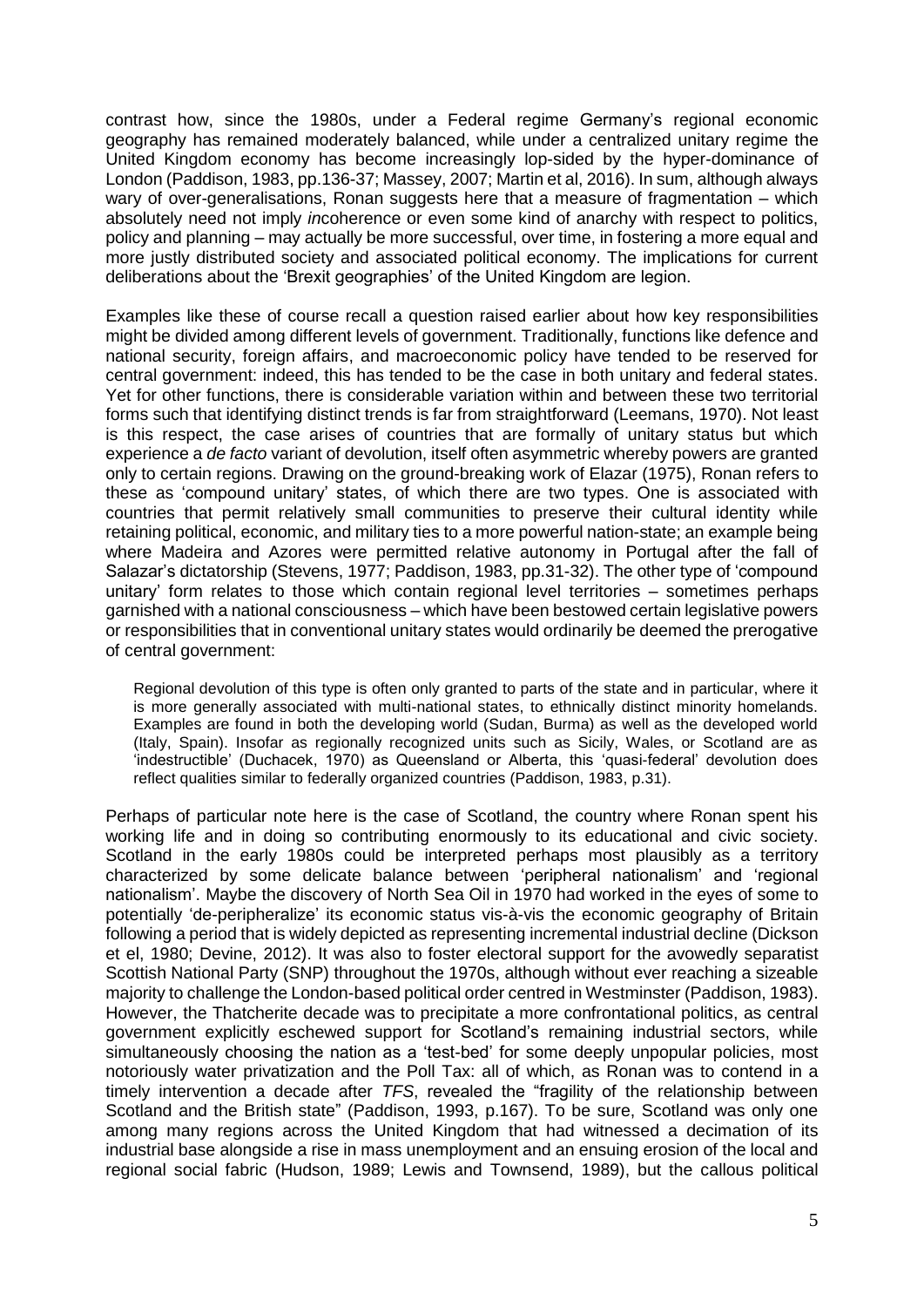contrast how, since the 1980s, under a Federal regime Germany's regional economic geography has remained moderately balanced, while under a centralized unitary regime the United Kingdom economy has become increasingly lop-sided by the hyper-dominance of London (Paddison, 1983, pp.136-37; Massey, 2007; Martin et al, 2016). In sum, although always wary of over-generalisations, Ronan suggests here that a measure of fragmentation – which absolutely need not imply *in*coherence or even some kind of anarchy with respect to politics, policy and planning – may actually be more successful, over time, in fostering a more equal and more justly distributed society and associated political economy. The implications for current deliberations about the 'Brexit geographies' of the United Kingdom are legion.

Examples like these of course recall a question raised earlier about how key responsibilities might be divided among different levels of government. Traditionally, functions like defence and national security, foreign affairs, and macroeconomic policy have tended to be reserved for central government: indeed, this has tended to be the case in both unitary and federal states. Yet for other functions, there is considerable variation within and between these two territorial forms such that identifying distinct trends is far from straightforward (Leemans, 1970). Not least is this respect, the case arises of countries that are formally of unitary status but which experience a *de facto* variant of devolution, itself often asymmetric whereby powers are granted only to certain regions. Drawing on the ground-breaking work of Elazar (1975), Ronan refers to these as 'compound unitary' states, of which there are two types. One is associated with countries that permit relatively small communities to preserve their cultural identity while retaining political, economic, and military ties to a more powerful nation-state; an example being where Madeira and Azores were permitted relative autonomy in Portugal after the fall of Salazar's dictatorship (Stevens, 1977; Paddison, 1983, pp.31-32). The other type of 'compound unitary' form relates to those which contain regional level territories – sometimes perhaps garnished with a national consciousness – which have been bestowed certain legislative powers or responsibilities that in conventional unitary states would ordinarily be deemed the prerogative of central government:

> Regional devolution of this type is often only granted to parts of the state and in particular, where it is more generally associated with multi-national states, to ethnically distinct minority homelands. Examples are found in both the developing world (Sudan, Burma) as well as the developed world (Italy, Spain). Insofar as regionally recognized units such as Sicily, Wales, or Scotland are as 'indestructible' (Duchacek, 1970) as Queensland or Alberta, this 'quasi-federal' devolution does reflect qualities similar to federally organized countries (Paddison, 1983, p.31).

Perhaps of particular note here is the case of Scotland, the country where Ronan spent his working life and in doing so contributing enormously to its educational and civic society. Scotland in the early 1980s could be interpreted perhaps most plausibly as a territory characterized by some delicate balance between 'peripheral nationalism' and 'regional nationalism'. Maybe the discovery of North Sea Oil in 1970 had worked in the eyes of some to potentially 'de-peripheralize' its economic status vis-à-vis the economic geography of Britain following a period that is widely depicted as representing incremental industrial decline (Dickson et el, 1980; Devine, 2012). It was also to foster electoral support for the avowedly separatist Scottish National Party (SNP) throughout the 1970s, although without ever reaching a sizeable majority to challenge the London-based political order centred in Westminster (Paddison, 1983). However, the Thatcherite decade was to precipitate a more confrontational politics, as central government explicitly eschewed support for Scotland's remaining industrial sectors, while simultaneously choosing the nation as a 'test-bed' for some deeply unpopular policies, most notoriously water privatization and the Poll Tax: all of which, as Ronan was to contend in a timely intervention a decade after *TFS*, revealed the "fragility of the relationship between Scotland and the British state" (Paddison, 1993, p.167). To be sure, Scotland was only one among many regions across the United Kingdom that had witnessed a decimation of its industrial base alongside a rise in mass unemployment and an ensuing erosion of the local and regional social fabric (Hudson, 1989; Lewis and Townsend, 1989), but the callous political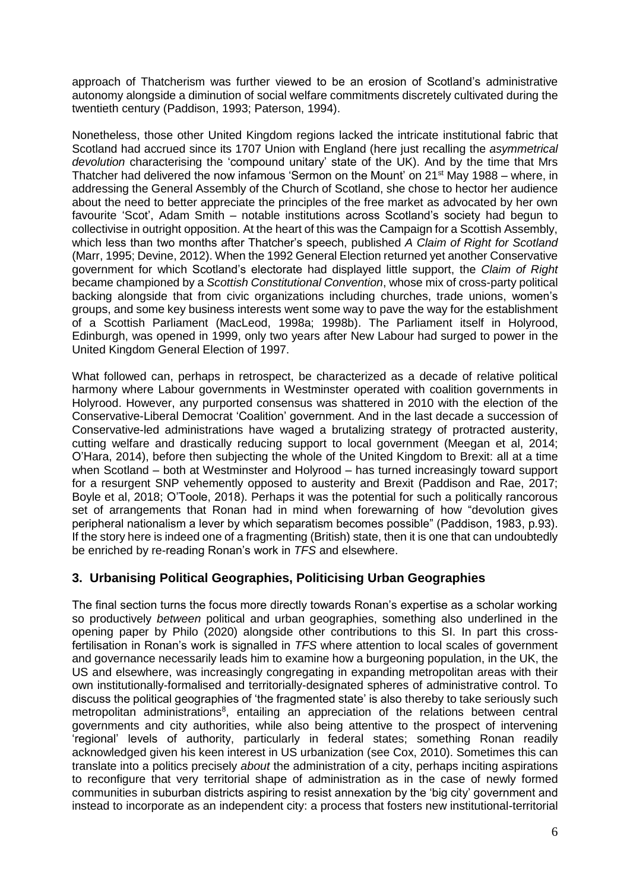approach of Thatcherism was further viewed to be an erosion of Scotland's administrative autonomy alongside a diminution of social welfare commitments discretely cultivated during the twentieth century (Paddison, 1993; Paterson, 1994).

Nonetheless, those other United Kingdom regions lacked the intricate institutional fabric that Scotland had accrued since its 1707 Union with England (here just recalling the *asymmetrical devolution* characterising the 'compound unitary' state of the UK). And by the time that Mrs Thatcher had delivered the now infamous 'Sermon on the Mount' on 21st May 1988 – where, in addressing the General Assembly of the Church of Scotland, she chose to hector her audience about the need to better appreciate the principles of the free market as advocated by her own favourite 'Scot', Adam Smith – notable institutions across Scotland's society had begun to collectivise in outright opposition. At the heart of this was the Campaign for a Scottish Assembly, which less than two months after Thatcher's speech, published *A Claim of Right for Scotland* (Marr, 1995; Devine, 2012). When the 1992 General Election returned yet another Conservative government for which Scotland's electorate had displayed little support, the *Claim of Right* became championed by a *Scottish Constitutional Convention*, whose mix of cross-party political backing alongside that from civic organizations including churches, trade unions, women's groups, and some key business interests went some way to pave the way for the establishment of a Scottish Parliament (MacLeod, 1998a; 1998b). The Parliament itself in Holyrood, Edinburgh, was opened in 1999, only two years after New Labour had surged to power in the United Kingdom General Election of 1997.

What followed can, perhaps in retrospect, be characterized as a decade of relative political harmony where Labour governments in Westminster operated with coalition governments in Holyrood. However, any purported consensus was shattered in 2010 with the election of the Conservative-Liberal Democrat 'Coalition' government. And in the last decade a succession of Conservative-led administrations have waged a brutalizing strategy of protracted austerity, cutting welfare and drastically reducing support to local government (Meegan et al, 2014; O'Hara, 2014), before then subjecting the whole of the United Kingdom to Brexit: all at a time when Scotland – both at Westminster and Holyrood – has turned increasingly toward support for a resurgent SNP vehemently opposed to austerity and Brexit (Paddison and Rae, 2017; Boyle et al, 2018; O'Toole, 2018). Perhaps it was the potential for such a politically rancorous set of arrangements that Ronan had in mind when forewarning of how "devolution gives peripheral nationalism a lever by which separatism becomes possible" (Paddison, 1983, p.93). If the story here is indeed one of a fragmenting (British) state, then it is one that can undoubtedly be enriched by re-reading Ronan's work in *TFS* and elsewhere.

## 3. Urbanising Political Geographies, Politicising Urban Geographies

The final section turns the focus more directly towards Ronan's expertise as a scholar working so productively *between* political and urban geographies, something also underlined in the opening paper by Philo (2020) alongside other contributions to this SI. In part this cross-fertilisation in Ronan's work is signalled in *TFS* where attention to local scales of government and governance necessarily leads him to examine how a burgeoning population, in the UK, the US and elsewhere, was increasingly congregating in expanding metropolitan areas with their own institutionally-formalised and territorially-designated spheres of administrative control. To discuss the political geographies of 'the fragmented state' is also thereby to take seriously such metropolitan administrations[8], entailing an appreciation of the relations between central governments and city authorities, while also being attentive to the prospect of intervening 'regional' levels of authority, particularly in federal states; something Ronan readily acknowledged given his keen interest in US urbanization (see Cox, 2010). Sometimes this can translate into a politics precisely *about* the administration of a city, perhaps inciting aspirations to reconfigure that very territorial shape of administration as in the case of newly formed communities in suburban districts aspiring to resist annexation by the 'big city' government and instead to incorporate as an independent city: a process that fosters new institutional-territorial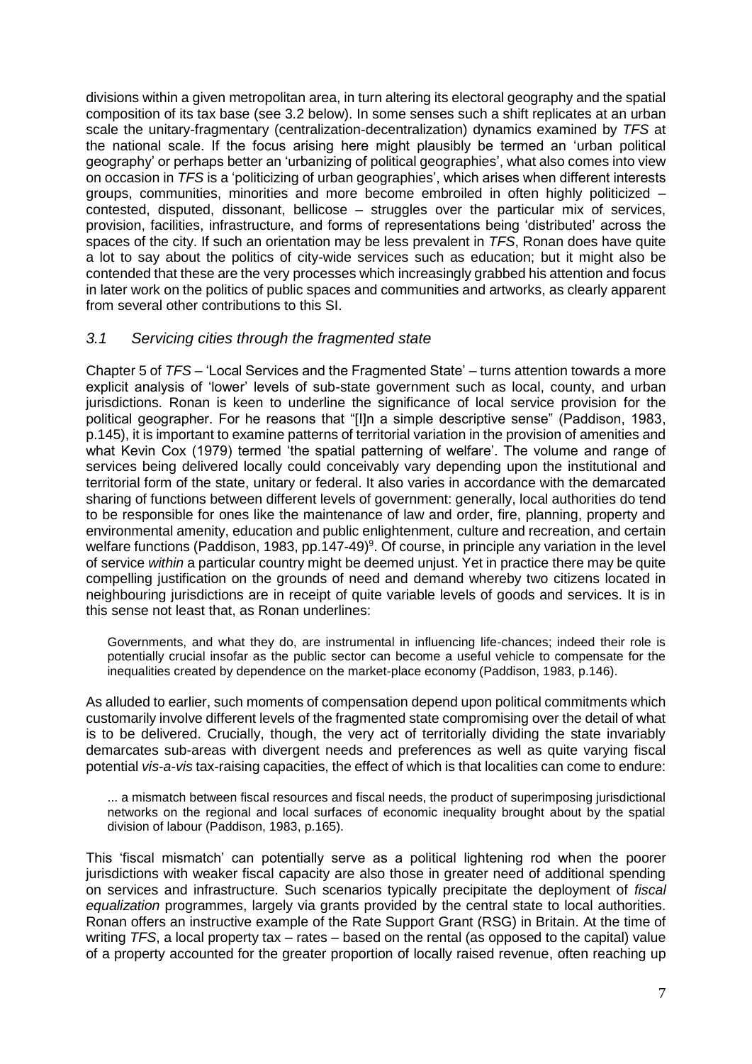divisions within a given metropolitan area, in turn altering its electoral geography and the spatial composition of its tax base (see 3.2 below). In some senses such a shift replicates at an urban scale the unitary-fragmentary (centralization-decentralization) dynamics examined by *TFS* at the national scale. If the focus arising here might plausibly be termed an 'urban political geography' or perhaps better an 'urbanizing of political geographies', what also comes into view on occasion in *TFS* is a 'politicizing of urban geographies', which arises when different interests groups, communities, minorities and more become embroiled in often highly politicized – contested, disputed, dissonant, bellicose – struggles over the particular mix of services, provision, facilities, infrastructure, and forms of representations being 'distributed' across the spaces of the city. If such an orientation may be less prevalent in *TFS*, Ronan does have quite a lot to say about the politics of city-wide services such as education; but it might also be contended that these are the very processes which increasingly grabbed his attention and focus in later work on the politics of public spaces and communities and artworks, as clearly apparent from several other contributions to this SI.

### *3.1 Servicing cities through the fragmented state*

Chapter 5 of *TFS* – 'Local Services and the Fragmented State' – turns attention towards a more explicit analysis of 'lower' levels of sub-state government such as local, county, and urban jurisdictions. Ronan is keen to underline the significance of local service provision for the political geographer. For he reasons that "[I]n a simple descriptive sense" (Paddison, 1983, p.145), it is important to examine patterns of territorial variation in the provision of amenities and what Kevin Cox (1979) termed 'the spatial patterning of welfare'. The volume and range of services being delivered locally could conceivably vary depending upon the institutional and territorial form of the state, unitary or federal. It also varies in accordance with the demarcated sharing of functions between different levels of government: generally, local authorities do tend to be responsible for ones like the maintenance of law and order, fire, planning, property and environmental amenity, education and public enlightenment, culture and recreation, and certain welfare functions (Paddison, 1983, pp.147-49)[9]. Of course, in principle any variation in the level of service *within* a particular country might be deemed unjust. Yet in practice there may be quite compelling justification on the grounds of need and demand whereby two citizens located in neighbouring jurisdictions are in receipt of quite variable levels of goods and services. It is in this sense not least that, as Ronan underlines:

> Governments, and what they do, are instrumental in influencing life-chances; indeed their role is potentially crucial insofar as the public sector can become a useful vehicle to compensate for the inequalities created by dependence on the market-place economy (Paddison, 1983, p.146).

As alluded to earlier, such moments of compensation depend upon political commitments which customarily involve different levels of the fragmented state compromising over the detail of what is to be delivered. Crucially, though, the very act of territorially dividing the state invariably demarcates sub-areas with divergent needs and preferences as well as quite varying fiscal potential *vis-a-vis* tax-raising capacities, the effect of which is that localities can come to endure:

> ... a mismatch between fiscal resources and fiscal needs, the product of superimposing jurisdictional networks on the regional and local surfaces of economic inequality brought about by the spatial division of labour (Paddison, 1983, p.165).

This 'fiscal mismatch' can potentially serve as a political lightening rod when the poorer jurisdictions with weaker fiscal capacity are also those in greater need of additional spending on services and infrastructure. Such scenarios typically precipitate the deployment of *fiscal equalization* programmes, largely via grants provided by the central state to local authorities. Ronan offers an instructive example of the Rate Support Grant (RSG) in Britain. At the time of writing *TFS*, a local property tax – rates – based on the rental (as opposed to the capital) value of a property accounted for the greater proportion of locally raised revenue, often reaching up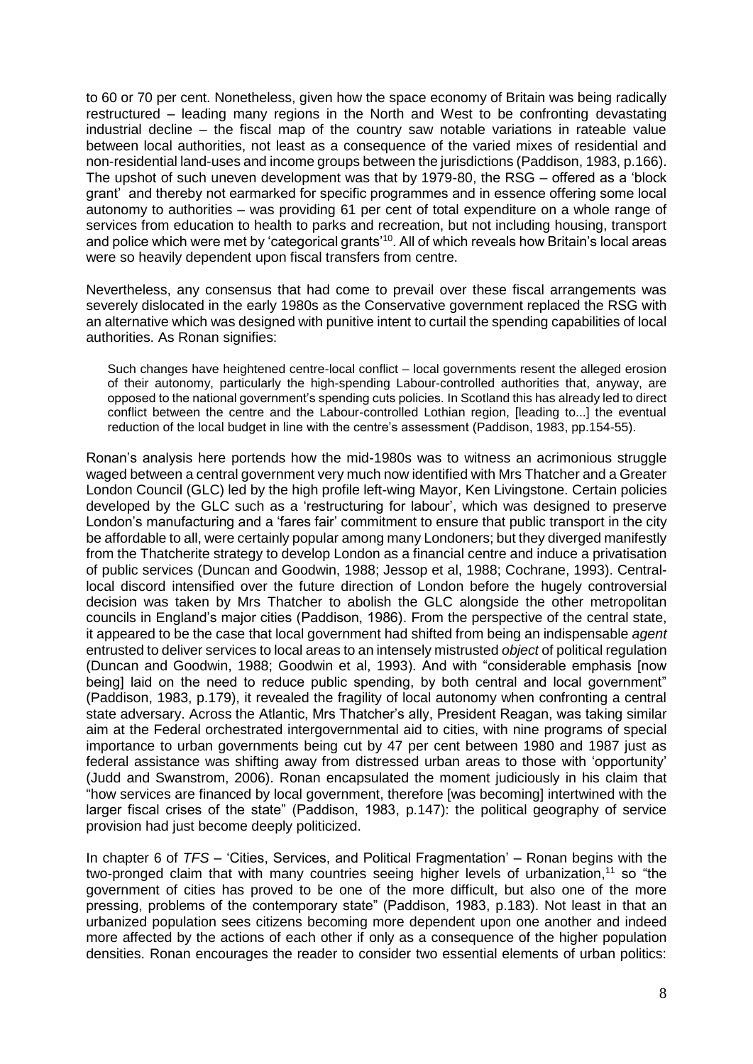to 60 or 70 per cent. Nonetheless, given how the space economy of Britain was being radically restructured – leading many regions in the North and West to be confronting devastating industrial decline – the fiscal map of the country saw notable variations in rateable value between local authorities, not least as a consequence of the varied mixes of residential and non-residential land-uses and income groups between the jurisdictions (Paddison, 1983, p.166). The upshot of such uneven development was that by 1979-80, the RSG – offered as a 'block grant' and thereby not earmarked for specific programmes and in essence offering some local autonomy to authorities – was providing 61 per cent of total expenditure on a whole range of services from education to health to parks and recreation, but not including housing, transport and police which were met by 'categorical grants'[10]. All of which reveals how Britain's local areas were so heavily dependent upon fiscal transfers from centre.

Nevertheless, any consensus that had come to prevail over these fiscal arrangements was severely dislocated in the early 1980s as the Conservative government replaced the RSG with an alternative which was designed with punitive intent to curtail the spending capabilities of local authorities. As Ronan signifies:

> Such changes have heightened centre-local conflict – local governments resent the alleged erosion of their autonomy, particularly the high-spending Labour-controlled authorities that, anyway, are opposed to the national government's spending cuts policies. In Scotland this has already led to direct conflict between the centre and the Labour-controlled Lothian region, [leading to...] the eventual reduction of the local budget in line with the centre's assessment (Paddison, 1983, pp.154-55).

Ronan's analysis here portends how the mid-1980s was to witness an acrimonious struggle waged between a central government very much now identified with Mrs Thatcher and a Greater London Council (GLC) led by the high profile left-wing Mayor, Ken Livingstone. Certain policies developed by the GLC such as a 'restructuring for labour', which was designed to preserve London's manufacturing and a 'fares fair' commitment to ensure that public transport in the city be affordable to all, were certainly popular among many Londoners; but they diverged manifestly from the Thatcherite strategy to develop London as a financial centre and induce a privatisation of public services (Duncan and Goodwin, 1988; Jessop et al, 1988; Cochrane, 1993). Central-local discord intensified over the future direction of London before the hugely controversial decision was taken by Mrs Thatcher to abolish the GLC alongside the other metropolitan councils in England's major cities (Paddison, 1986). From the perspective of the central state, it appeared to be the case that local government had shifted from being an indispensable *agent* entrusted to deliver services to local areas to an intensely mistrusted *object* of political regulation (Duncan and Goodwin, 1988; Goodwin et al, 1993). And with "considerable emphasis [now being] laid on the need to reduce public spending, by both central and local government" (Paddison, 1983, p.179), it revealed the fragility of local autonomy when confronting a central state adversary. Across the Atlantic, Mrs Thatcher's ally, President Reagan, was taking similar aim at the Federal orchestrated intergovernmental aid to cities, with nine programs of special importance to urban governments being cut by 47 per cent between 1980 and 1987 just as federal assistance was shifting away from distressed urban areas to those with 'opportunity' (Judd and Swanstrom, 2006). Ronan encapsulated the moment judiciously in his claim that "how services are financed by local government, therefore [was becoming] intertwined with the larger fiscal crises of the state" (Paddison, 1983, p.147): the political geography of service provision had just become deeply politicized.

In chapter 6 of *TFS* – 'Cities, Services, and Political Fragmentation' – Ronan begins with the two-pronged claim that with many countries seeing higher levels of urbanization,[11] so "the government of cities has proved to be one of the more difficult, but also one of the more pressing, problems of the contemporary state" (Paddison, 1983, p.183). Not least in that an urbanized population sees citizens becoming more dependent upon one another and indeed more affected by the actions of each other if only as a consequence of the higher population densities. Ronan encourages the reader to consider two essential elements of urban politics: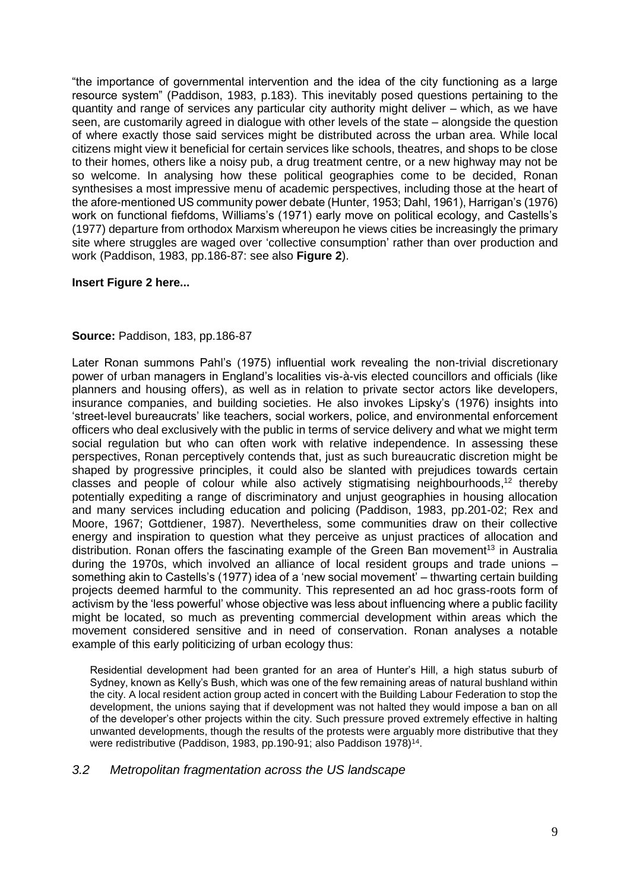"the importance of governmental intervention and the idea of the city functioning as a large resource system" (Paddison, 1983, p.183). This inevitably posed questions pertaining to the quantity and range of services any particular city authority might deliver – which, as we have seen, are customarily agreed in dialogue with other levels of the state – alongside the question of where exactly those said services might be distributed across the urban area. While local citizens might view it beneficial for certain services like schools, theatres, and shops to be close to their homes, others like a noisy pub, a drug treatment centre, or a new highway may not be so welcome. In analysing how these political geographies come to be decided, Ronan synthesises a most impressive menu of academic perspectives, including those at the heart of the afore-mentioned US community power debate (Hunter, 1953; Dahl, 1961), Harrigan's (1976) work on functional fiefdoms, Williams's (1971) early move on political ecology, and Castells's (1977) departure from orthodox Marxism whereupon he views cities be increasingly the primary site where struggles are waged over 'collective consumption' rather than over production and work (Paddison, 1983, pp.186-87: see also **Figure 2**).

**Insert Figure 2 here...**

**Source:** Paddison, 183, pp.186-87

Later Ronan summons Pahl's (1975) influential work revealing the non-trivial discretionary power of urban managers in England's localities vis-à-vis elected councillors and officials (like planners and housing offers), as well as in relation to private sector actors like developers, insurance companies, and building societies. He also invokes Lipsky's (1976) insights into 'street-level bureaucrats' like teachers, social workers, police, and environmental enforcement officers who deal exclusively with the public in terms of service delivery and what we might term social regulation but who can often work with relative independence. In assessing these perspectives, Ronan perceptively contends that, just as such bureaucratic discretion might be shaped by progressive principles, it could also be slanted with prejudices towards certain classes and people of colour while also actively stigmatising neighbourhoods,[12] thereby potentially expediting a range of discriminatory and unjust geographies in housing allocation and many services including education and policing (Paddison, 1983, pp.201-02; Rex and Moore, 1967; Gottdiener, 1987). Nevertheless, some communities draw on their collective energy and inspiration to question what they perceive as unjust practices of allocation and distribution. Ronan offers the fascinating example of the Green Ban movement[13] in Australia during the 1970s, which involved an alliance of local resident groups and trade unions – something akin to Castells's (1977) idea of a 'new social movement' – thwarting certain building projects deemed harmful to the community. This represented an ad hoc grass-roots form of activism by the 'less powerful' whose objective was less about influencing where a public facility might be located, so much as preventing commercial development within areas which the movement considered sensitive and in need of conservation. Ronan analyses a notable example of this early politicizing of urban ecology thus:

> Residential development had been granted for an area of Hunter's Hill, a high status suburb of Sydney, known as Kelly's Bush, which was one of the few remaining areas of natural bushland within the city. A local resident action group acted in concert with the Building Labour Federation to stop the development, the unions saying that if development was not halted they would impose a ban on all of the developer's other projects within the city. Such pressure proved extremely effective in halting unwanted developments, though the results of the protests were arguably more distributive that they were redistributive (Paddison, 1983, pp.190-91; also Paddison 1978)[14].

### *3.2 Metropolitan fragmentation across the US landscape*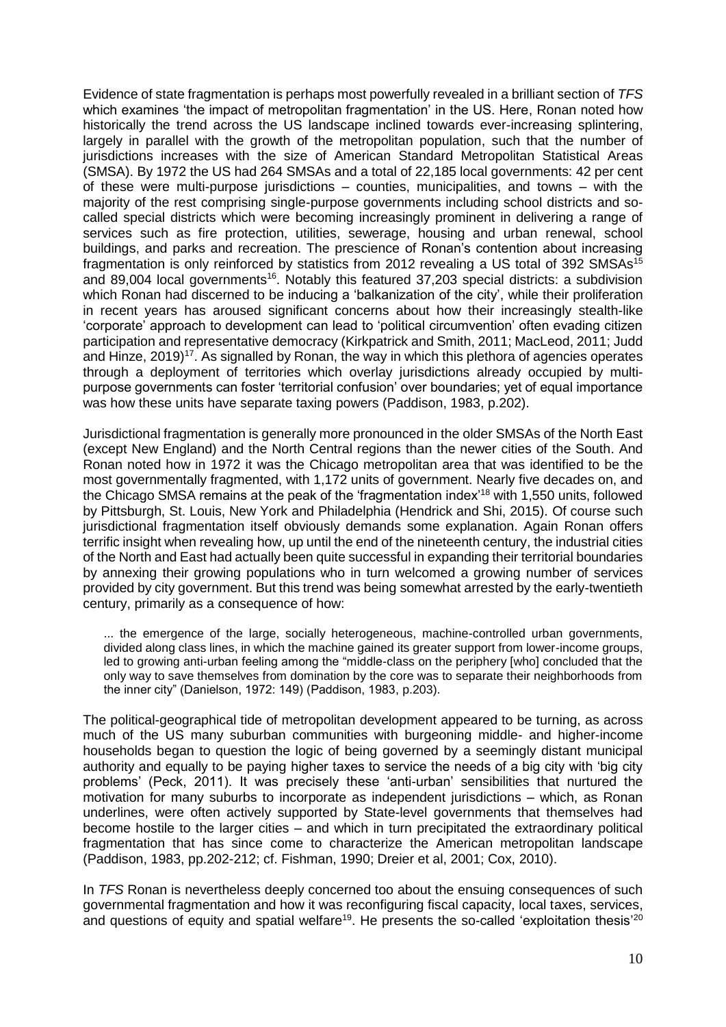Evidence of state fragmentation is perhaps most powerfully revealed in a brilliant section of *TFS* which examines 'the impact of metropolitan fragmentation' in the US. Here, Ronan noted how historically the trend across the US landscape inclined towards ever-increasing splintering, largely in parallel with the growth of the metropolitan population, such that the number of jurisdictions increases with the size of American Standard Metropolitan Statistical Areas (SMSA). By 1972 the US had 264 SMSAs and a total of 22,185 local governments: 42 per cent of these were multi-purpose jurisdictions – counties, municipalities, and towns – with the majority of the rest comprising single-purpose governments including school districts and so-called special districts which were becoming increasingly prominent in delivering a range of services such as fire protection, utilities, sewerage, housing and urban renewal, school buildings, and parks and recreation. The prescience of Ronan's contention about increasing fragmentation is only reinforced by statistics from 2012 revealing a US total of 392 SMSAs[15] and 89,004 local governments[16]. Notably this featured 37,203 special districts: a subdivision which Ronan had discerned to be inducing a 'balkanization of the city', while their proliferation in recent years has aroused significant concerns about how their increasingly stealth-like 'corporate' approach to development can lead to 'political circumvention' often evading citizen participation and representative democracy (Kirkpatrick and Smith, 2011; MacLeod, 2011; Judd and Hinze, 2019)[17]. As signalled by Ronan, the way in which this plethora of agencies operates through a deployment of territories which overlay jurisdictions already occupied by multi-purpose governments can foster 'territorial confusion' over boundaries; yet of equal importance was how these units have separate taxing powers (Paddison, 1983, p.202).

Jurisdictional fragmentation is generally more pronounced in the older SMSAs of the North East (except New England) and the North Central regions than the newer cities of the South. And Ronan noted how in 1972 it was the Chicago metropolitan area that was identified to be the most governmentally fragmented, with 1,172 units of government. Nearly five decades on, and the Chicago SMSA remains at the peak of the 'fragmentation index'[18] with 1,550 units, followed by Pittsburgh, St. Louis, New York and Philadelphia (Hendrick and Shi, 2015). Of course such jurisdictional fragmentation itself obviously demands some explanation. Again Ronan offers terrific insight when revealing how, up until the end of the nineteenth century, the industrial cities of the North and East had actually been quite successful in expanding their territorial boundaries by annexing their growing populations who in turn welcomed a growing number of services provided by city government. But this trend was being somewhat arrested by the early-twentieth century, primarily as a consequence of how:

> ... the emergence of the large, socially heterogeneous, machine-controlled urban governments, divided along class lines, in which the machine gained its greater support from lower-income groups, led to growing anti-urban feeling among the "middle-class on the periphery [who] concluded that the only way to save themselves from domination by the core was to separate their neighborhoods from the inner city" (Danielson, 1972: 149) (Paddison, 1983, p.203).

The political-geographical tide of metropolitan development appeared to be turning, as across much of the US many suburban communities with burgeoning middle- and higher-income households began to question the logic of being governed by a seemingly distant municipal authority and equally to be paying higher taxes to service the needs of a big city with 'big city problems' (Peck, 2011). It was precisely these 'anti-urban' sensibilities that nurtured the motivation for many suburbs to incorporate as independent jurisdictions – which, as Ronan underlines, were often actively supported by State-level governments that themselves had become hostile to the larger cities – and which in turn precipitated the extraordinary political fragmentation that has since come to characterize the American metropolitan landscape (Paddison, 1983, pp.202-212; cf. Fishman, 1990; Dreier et al, 2001; Cox, 2010).

In *TFS* Ronan is nevertheless deeply concerned too about the ensuing consequences of such governmental fragmentation and how it was reconfiguring fiscal capacity, local taxes, services, and questions of equity and spatial welfare[19]. He presents the so-called 'exploitation thesis'[20]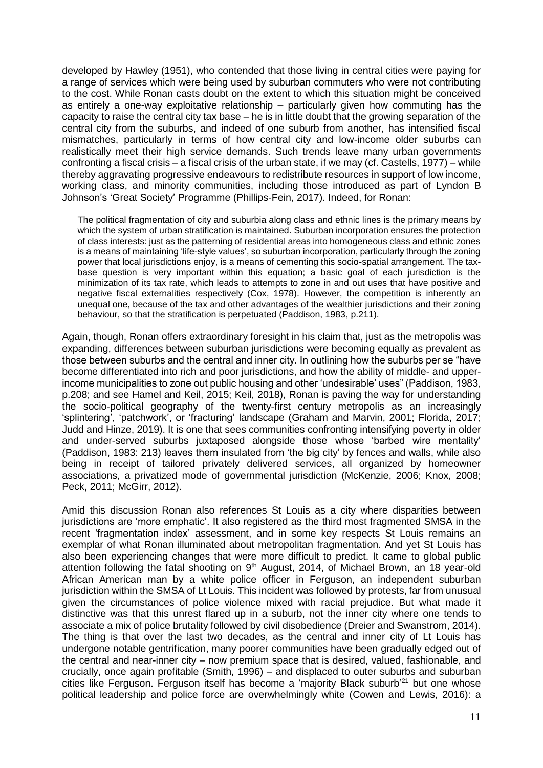developed by Hawley (1951), who contended that those living in central cities were paying for a range of services which were being used by suburban commuters who were not contributing to the cost. While Ronan casts doubt on the extent to which this situation might be conceived as entirely a one-way exploitative relationship – particularly given how commuting has the capacity to raise the central city tax base – he is in little doubt that the growing separation of the central city from the suburbs, and indeed of one suburb from another, has intensified fiscal mismatches, particularly in terms of how central city and low-income older suburbs can realistically meet their high service demands. Such trends leave many urban governments confronting a fiscal crisis – a fiscal crisis of the urban state, if we may (cf. Castells, 1977) – while thereby aggravating progressive endeavours to redistribute resources in support of low income, working class, and minority communities, including those introduced as part of Lyndon B Johnson's 'Great Society' Programme (Phillips-Fein, 2017). Indeed, for Ronan:

> The political fragmentation of city and suburbia along class and ethnic lines is the primary means by which the system of urban stratification is maintained. Suburban incorporation ensures the protection of class interests: just as the patterning of residential areas into homogeneous class and ethnic zones is a means of maintaining 'life-style values', so suburban incorporation, particularly through the zoning power that local jurisdictions enjoy, is a means of cementing this socio-spatial arrangement. The tax-base question is very important within this equation; a basic goal of each jurisdiction is the minimization of its tax rate, which leads to attempts to zone in and out uses that have positive and negative fiscal externalities respectively (Cox, 1978). However, the competition is inherently an unequal one, because of the tax and other advantages of the wealthier jurisdictions and their zoning behaviour, so that the stratification is perpetuated (Paddison, 1983, p.211).

Again, though, Ronan offers extraordinary foresight in his claim that, just as the metropolis was expanding, differences between suburban jurisdictions were becoming equally as prevalent as those between suburbs and the central and inner city. In outlining how the suburbs per se "have become differentiated into rich and poor jurisdictions, and how the ability of middle- and upper-income municipalities to zone out public housing and other 'undesirable' uses" (Paddison, 1983, p.208; and see Hamel and Keil, 2015; Keil, 2018), Ronan is paving the way for understanding the socio-political geography of the twenty-first century metropolis as an increasingly 'splintering', 'patchwork', or 'fracturing' landscape (Graham and Marvin, 2001; Florida, 2017; Judd and Hinze, 2019). It is one that sees communities confronting intensifying poverty in older and under-served suburbs juxtaposed alongside those whose 'barbed wire mentality' (Paddison, 1983: 213) leaves them insulated from 'the big city' by fences and walls, while also being in receipt of tailored privately delivered services, all organized by homeowner associations, a privatized mode of governmental jurisdiction (McKenzie, 2006; Knox, 2008; Peck, 2011; McGirr, 2012).

Amid this discussion Ronan also references St Louis as a city where disparities between jurisdictions are 'more emphatic'. It also registered as the third most fragmented SMSA in the recent 'fragmentation index' assessment, and in some key respects St Louis remains an exemplar of what Ronan illuminated about metropolitan fragmentation. And yet St Louis has also been experiencing changes that were more difficult to predict. It came to global public attention following the fatal shooting on 9th August, 2014, of Michael Brown, an 18 year-old African American man by a white police officer in Ferguson, an independent suburban jurisdiction within the SMSA of Lt Louis. This incident was followed by protests, far from unusual given the circumstances of police violence mixed with racial prejudice. But what made it distinctive was that this unrest flared up in a suburb, not the inner city where one tends to associate a mix of police brutality followed by civil disobedience (Dreier and Swanstrom, 2014). The thing is that over the last two decades, as the central and inner city of Lt Louis has undergone notable gentrification, many poorer communities have been gradually edged out of the central and near-inner city – now premium space that is desired, valued, fashionable, and crucially, once again profitable (Smith, 1996) – and displaced to outer suburbs and suburban cities like Ferguson. Ferguson itself has become a 'majority Black suburb'[21] but one whose political leadership and police force are overwhelmingly white (Cowen and Lewis, 2016): a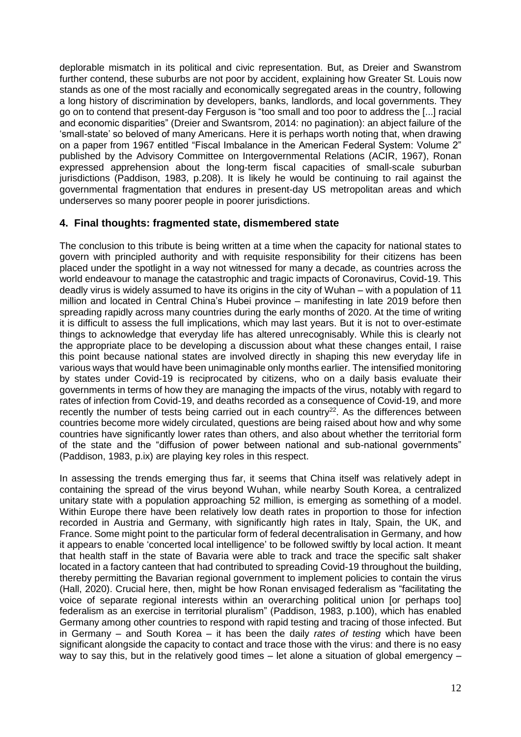deplorable mismatch in its political and civic representation. But, as Dreier and Swanstrom further contend, these suburbs are not poor by accident, explaining how Greater St. Louis now stands as one of the most racially and economically segregated areas in the country, following a long history of discrimination by developers, banks, landlords, and local governments. They go on to contend that present-day Ferguson is "too small and too poor to address the [...] racial and economic disparities" (Dreier and Swantsrom, 2014: no pagination): an abject failure of the 'small-state' so beloved of many Americans. Here it is perhaps worth noting that, when drawing on a paper from 1967 entitled "Fiscal Imbalance in the American Federal System: Volume 2" published by the Advisory Committee on Intergovernmental Relations (ACIR, 1967), Ronan expressed apprehension about the long-term fiscal capacities of small-scale suburban jurisdictions (Paddison, 1983, p.208). It is likely he would be continuing to rail against the governmental fragmentation that endures in present-day US metropolitan areas and which underserves so many poorer people in poorer jurisdictions.

## 4. Final thoughts: fragmented state, dismembered state

The conclusion to this tribute is being written at a time when the capacity for national states to govern with principled authority and with requisite responsibility for their citizens has been placed under the spotlight in a way not witnessed for many a decade, as countries across the world endeavour to manage the catastrophic and tragic impacts of Coronavirus, Covid-19. This deadly virus is widely assumed to have its origins in the city of Wuhan – with a population of 11 million and located in Central China's Hubei province – manifesting in late 2019 before then spreading rapidly across many countries during the early months of 2020. At the time of writing it is difficult to assess the full implications, which may last years. But it is not to over-estimate things to acknowledge that everyday life has altered unrecognisably. While this is clearly not the appropriate place to be developing a discussion about what these changes entail, I raise this point because national states are involved directly in shaping this new everyday life in various ways that would have been unimaginable only months earlier. The intensified monitoring by states under Covid-19 is reciprocated by citizens, who on a daily basis evaluate their governments in terms of how they are managing the impacts of the virus, notably with regard to rates of infection from Covid-19, and deaths recorded as a consequence of Covid-19, and more recently the number of tests being carried out in each country[22]. As the differences between countries become more widely circulated, questions are being raised about how and why some countries have significantly lower rates than others, and also about whether the territorial form of the state and the "diffusion of power between national and sub-national governments" (Paddison, 1983, p.ix) are playing key roles in this respect.

In assessing the trends emerging thus far, it seems that China itself was relatively adept in containing the spread of the virus beyond Wuhan, while nearby South Korea, a centralized unitary state with a population approaching 52 million, is emerging as something of a model. Within Europe there have been relatively low death rates in proportion to those for infection recorded in Austria and Germany, with significantly high rates in Italy, Spain, the UK, and France. Some might point to the particular form of federal decentralisation in Germany, and how it appears to enable 'concerted local intelligence' to be followed swiftly by local action. It meant that health staff in the state of Bavaria were able to track and trace the specific salt shaker located in a factory canteen that had contributed to spreading Covid-19 throughout the building, thereby permitting the Bavarian regional government to implement policies to contain the virus (Hall, 2020). Crucial here, then, might be how Ronan envisaged federalism as "facilitating the voice of separate regional interests within an overarching political union [or perhaps too] federalism as an exercise in territorial pluralism" (Paddison, 1983, p.100), which has enabled Germany among other countries to respond with rapid testing and tracing of those infected. But in Germany – and South Korea – it has been the daily *rates of testing* which have been significant alongside the capacity to contact and trace those with the virus: and there is no easy way to say this, but in the relatively good times – let alone a situation of global emergency –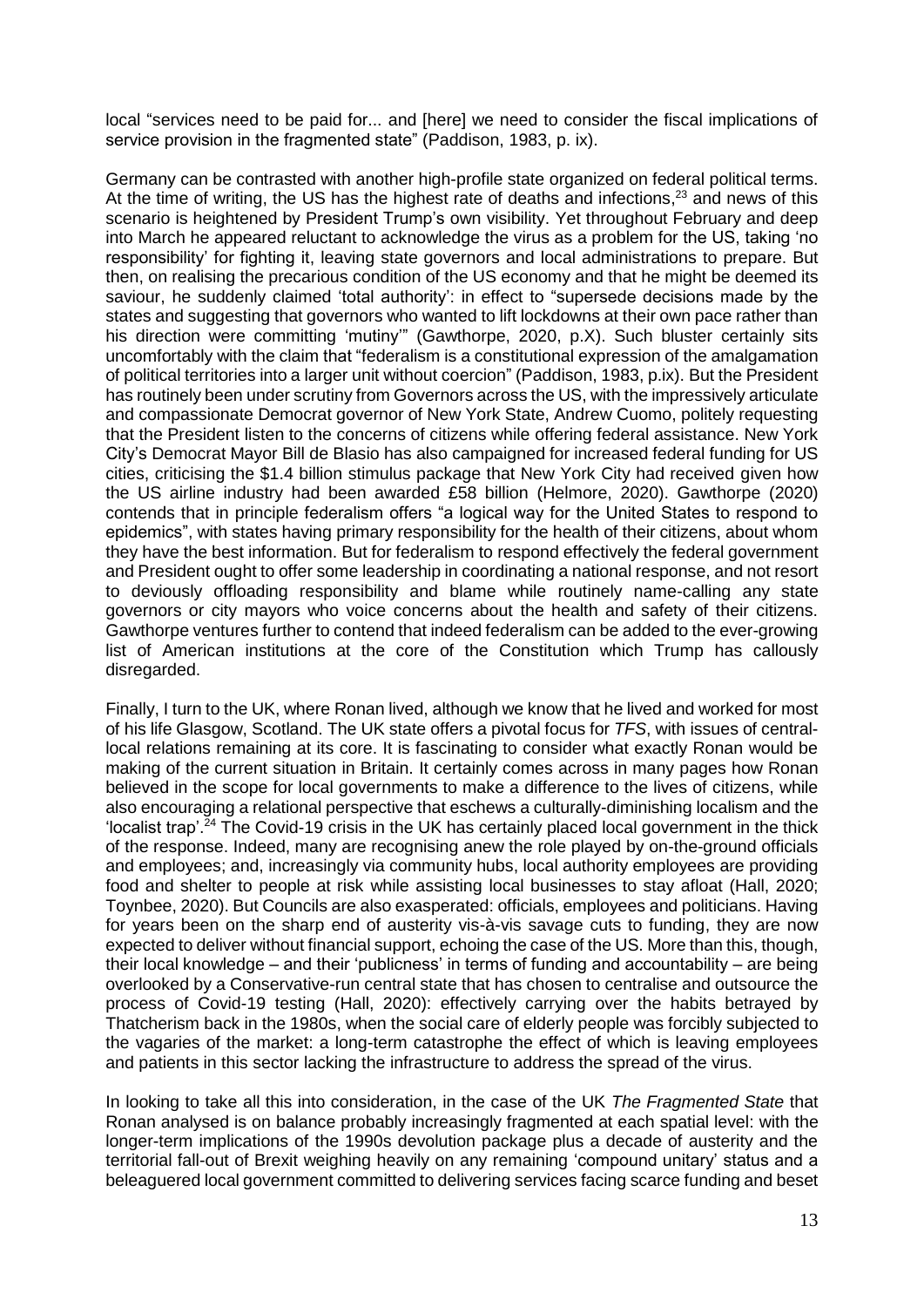local "services need to be paid for... and [here] we need to consider the fiscal implications of service provision in the fragmented state" (Paddison, 1983, p. ix).

Germany can be contrasted with another high-profile state organized on federal political terms. At the time of writing, the US has the highest rate of deaths and infections,[23] and news of this scenario is heightened by President Trump's own visibility. Yet throughout February and deep into March he appeared reluctant to acknowledge the virus as a problem for the US, taking 'no responsibility' for fighting it, leaving state governors and local administrations to prepare. But then, on realising the precarious condition of the US economy and that he might be deemed its saviour, he suddenly claimed 'total authority': in effect to "supersede decisions made by the states and suggesting that governors who wanted to lift lockdowns at their own pace rather than his direction were committing 'mutiny'" (Gawthorpe, 2020, p.X). Such bluster certainly sits uncomfortably with the claim that "federalism is a constitutional expression of the amalgamation of political territories into a larger unit without coercion" (Paddison, 1983, p.ix). But the President has routinely been under scrutiny from Governors across the US, with the impressively articulate and compassionate Democrat governor of New York State, Andrew Cuomo, politely requesting that the President listen to the concerns of citizens while offering federal assistance. New York City's Democrat Mayor Bill de Blasio has also campaigned for increased federal funding for US cities, criticising the $1.4 billion stimulus package that New York City had received given how the US airline industry had been awarded £58 billion (Helmore, 2020). Gawthorpe (2020) contends that in principle federalism offers "a logical way for the United States to respond to epidemics", with states having primary responsibility for the health of their citizens, about whom they have the best information. But for federalism to respond effectively the federal government and President ought to offer some leadership in coordinating a national response, and not resort to deviously offloading responsibility and blame while routinely name-calling any state governors or city mayors who voice concerns about the health and safety of their citizens. Gawthorpe ventures further to contend that indeed federalism can be added to the ever-growing list of American institutions at the core of the Constitution which Trump has callously disregarded.

Finally, I turn to the UK, where Ronan lived, although we know that he lived and worked for most of his life Glasgow, Scotland. The UK state offers a pivotal focus for *TFS*, with issues of central-local relations remaining at its core. It is fascinating to consider what exactly Ronan would be making of the current situation in Britain. It certainly comes across in many pages how Ronan believed in the scope for local governments to make a difference to the lives of citizens, while also encouraging a relational perspective that eschews a culturally-diminishing localism and the 'localist trap'.[24] The Covid-19 crisis in the UK has certainly placed local government in the thick of the response. Indeed, many are recognising anew the role played by on-the-ground officials and employees; and, increasingly via community hubs, local authority employees are providing food and shelter to people at risk while assisting local businesses to stay afloat (Hall, 2020; Toynbee, 2020). But Councils are also exasperated: officials, employees and politicians. Having for years been on the sharp end of austerity vis-à-vis savage cuts to funding, they are now expected to deliver without financial support, echoing the case of the US. More than this, though, their local knowledge – and their 'publicness' in terms of funding and accountability – are being overlooked by a Conservative-run central state that has chosen to centralise and outsource the process of Covid-19 testing (Hall, 2020): effectively carrying over the habits betrayed by Thatcherism back in the 1980s, when the social care of elderly people was forcibly subjected to the vagaries of the market: a long-term catastrophe the effect of which is leaving employees and patients in this sector lacking the infrastructure to address the spread of the virus.

In looking to take all this into consideration, in the case of the UK *The Fragmented State* that Ronan analysed is on balance probably increasingly fragmented at each spatial level: with the longer-term implications of the 1990s devolution package plus a decade of austerity and the territorial fall-out of Brexit weighing heavily on any remaining 'compound unitary' status and a beleaguered local government committed to delivering services facing scarce funding and beset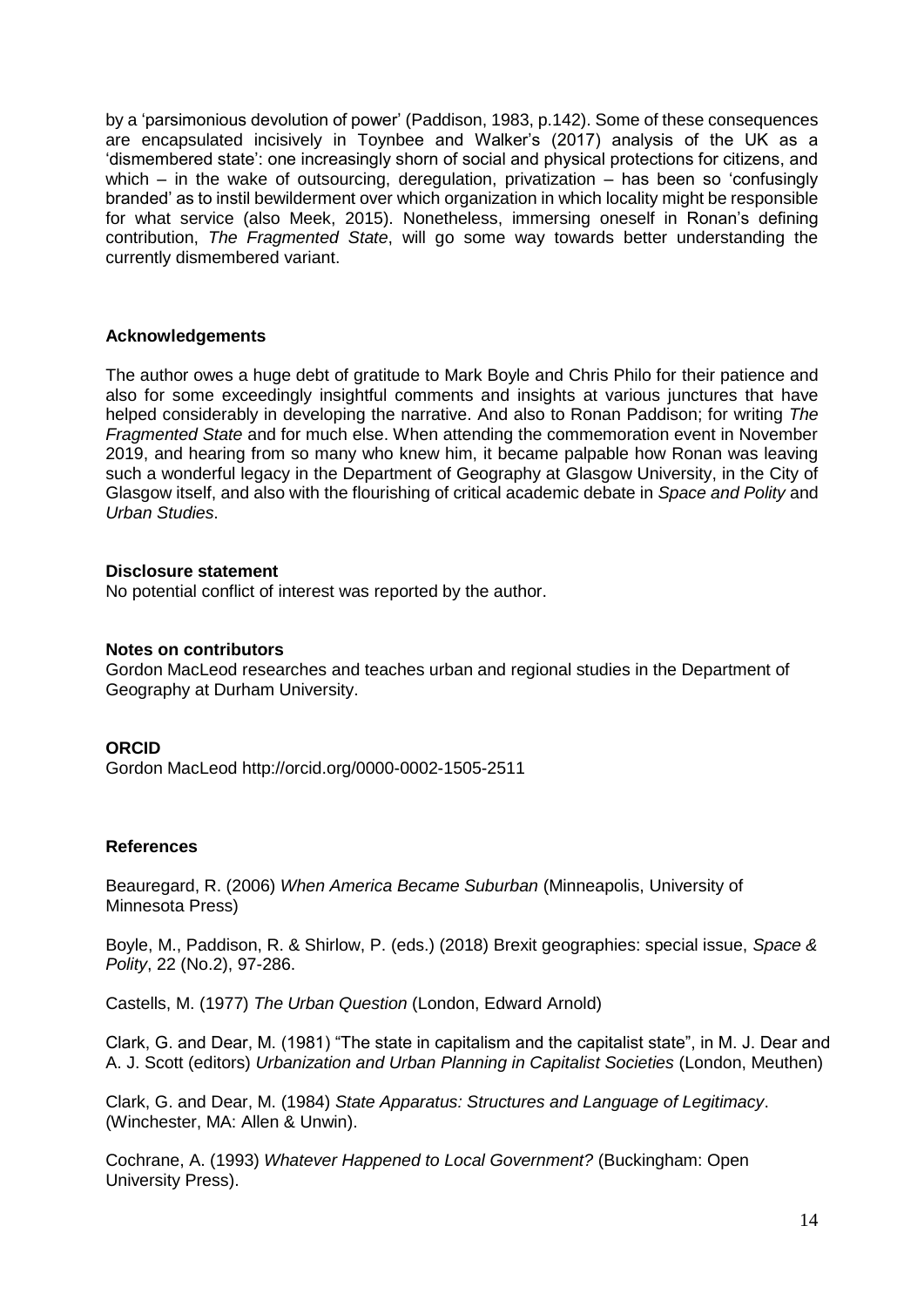by a 'parsimonious devolution of power' (Paddison, 1983, p.142). Some of these consequences are encapsulated incisively in Toynbee and Walker's (2017) analysis of the UK as a 'dismembered state': one increasingly shorn of social and physical protections for citizens, and which – in the wake of outsourcing, deregulation, privatization – has been so 'confusingly branded' as to instil bewilderment over which organization in which locality might be responsible for what service (also Meek, 2015). Nonetheless, immersing oneself in Ronan's defining contribution, *The Fragmented State*, will go some way towards better understanding the currently dismembered variant.

## Acknowledgements

The author owes a huge debt of gratitude to Mark Boyle and Chris Philo for their patience and also for some exceedingly insightful comments and insights at various junctures that have helped considerably in developing the narrative. And also to Ronan Paddison; for writing *The Fragmented State* and for much else. When attending the commemoration event in November 2019, and hearing from so many who knew him, it became palpable how Ronan was leaving such a wonderful legacy in the Department of Geography at Glasgow University, in the City of Glasgow itself, and also with the flourishing of critical academic debate in *Space and Polity* and *Urban Studies*.

## Disclosure statement

No potential conflict of interest was reported by the author.

## Notes on contributors

Gordon MacLeod researches and teaches urban and regional studies in the Department of Geography at Durham University.

## ORCID

Gordon MacLeod http://orcid.org/0000-0002-1505-2511

## References

Beauregard, R. (2006) *When America Became Suburban* (Minneapolis, University of Minnesota Press)

Boyle, M., Paddison, R. & Shirlow, P. (eds.) (2018) Brexit geographies: special issue, *Space & Polity*, 22 (No.2), 97-286.

Castells, M. (1977) *The Urban Question* (London, Edward Arnold)

Clark, G. and Dear, M. (1981) "The state in capitalism and the capitalist state", in M. J. Dear and A. J. Scott (editors) *Urbanization and Urban Planning in Capitalist Societies* (London, Meuthen)

Clark, G. and Dear, M. (1984) *State Apparatus: Structures and Language of Legitimacy*. (Winchester, MA: Allen & Unwin).

Cochrane, A. (1993) *Whatever Happened to Local Government?* (Buckingham: Open University Press).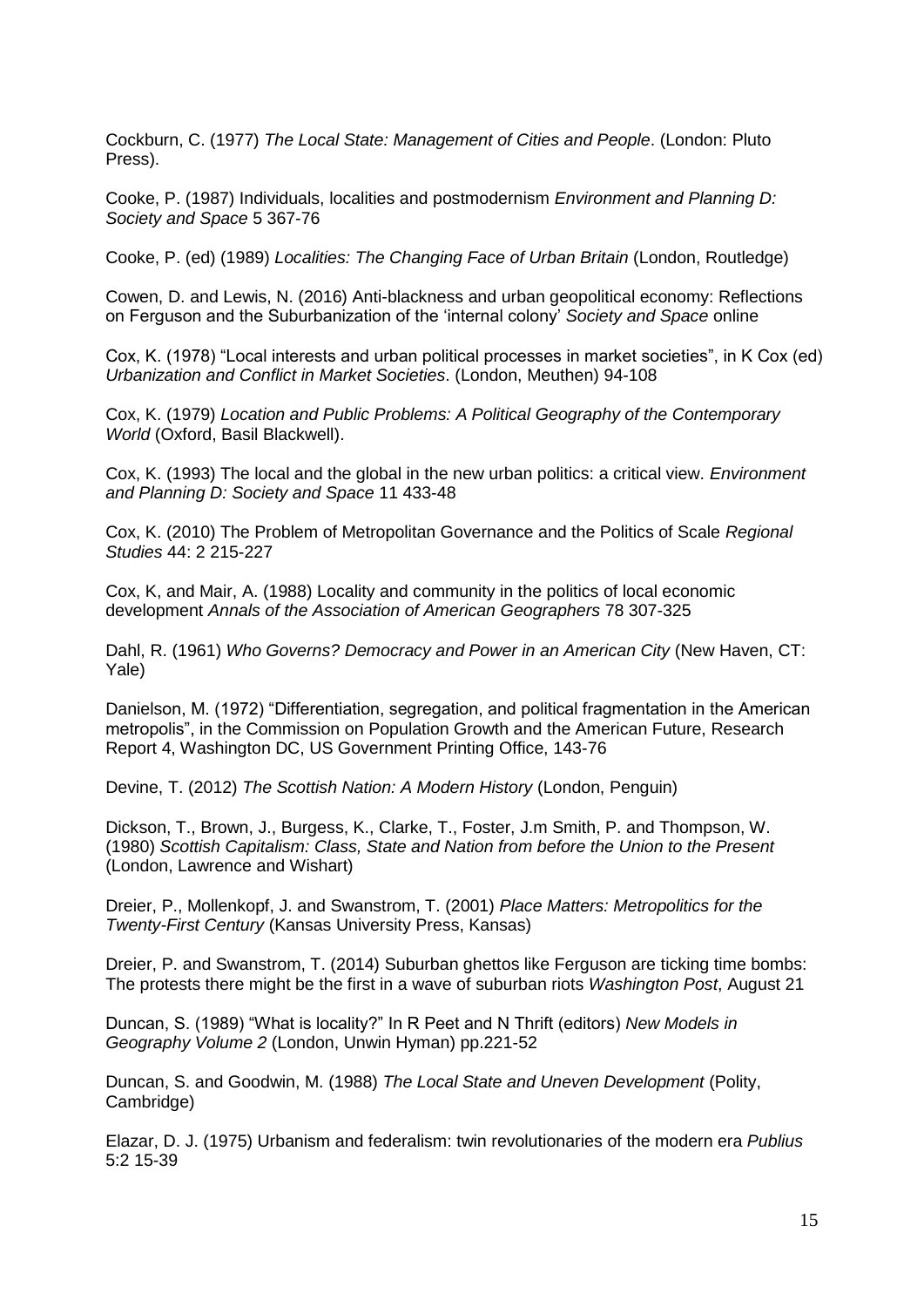Cockburn, C. (1977) *The Local State: Management of Cities and People*. (London: Pluto Press).

Cooke, P. (1987) Individuals, localities and postmodernism *Environment and Planning D: Society and Space* 5 367-76

Cooke, P. (ed) (1989) *Localities: The Changing Face of Urban Britain* (London, Routledge)

Cowen, D. and Lewis, N. (2016) Anti-blackness and urban geopolitical economy: Reflections on Ferguson and the Suburbanization of the 'internal colony' *Society and Space* online

Cox, K. (1978) "Local interests and urban political processes in market societies", in K Cox (ed) *Urbanization and Conflict in Market Societies*. (London, Meuthen) 94-108

Cox, K. (1979) *Location and Public Problems: A Political Geography of the Contemporary World* (Oxford, Basil Blackwell).

Cox, K. (1993) The local and the global in the new urban politics: a critical view. *Environment and Planning D: Society and Space* 11 433-48

Cox, K. (2010) The Problem of Metropolitan Governance and the Politics of Scale *Regional Studies* 44: 2 215-227

Cox, K, and Mair, A. (1988) Locality and community in the politics of local economic development *Annals of the Association of American Geographers* 78 307-325

Dahl, R. (1961) *Who Governs? Democracy and Power in an American City* (New Haven, CT: Yale)

Danielson, M. (1972) "Differentiation, segregation, and political fragmentation in the American metropolis", in the Commission on Population Growth and the American Future, Research Report 4, Washington DC, US Government Printing Office, 143-76

Devine, T. (2012) *The Scottish Nation: A Modern History* (London, Penguin)

Dickson, T., Brown, J., Burgess, K., Clarke, T., Foster, J.m Smith, P. and Thompson, W. (1980) *Scottish Capitalism: Class, State and Nation from before the Union to the Present* (London, Lawrence and Wishart)

Dreier, P., Mollenkopf, J. and Swanstrom, T. (2001) *Place Matters: Metropolitics for the Twenty-First Century* (Kansas University Press, Kansas)

Dreier, P. and Swanstrom, T. (2014) Suburban ghettos like Ferguson are ticking time bombs: The protests there might be the first in a wave of suburban riots *Washington Post*, August 21

Duncan, S. (1989) "What is locality?" In R Peet and N Thrift (editors) *New Models in Geography Volume 2* (London, Unwin Hyman) pp.221-52

Duncan, S. and Goodwin, M. (1988) *The Local State and Uneven Development* (Polity, Cambridge)

Elazar, D. J. (1975) Urbanism and federalism: twin revolutionaries of the modern era *Publius* 5:2 15-39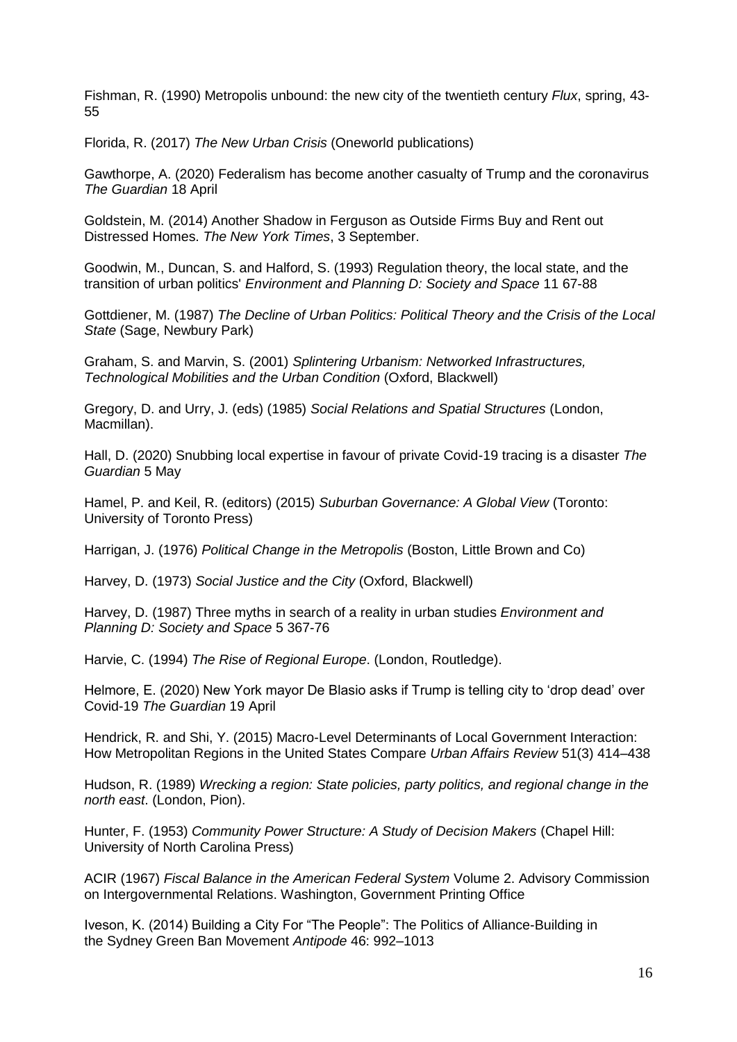Fishman, R. (1990) Metropolis unbound: the new city of the twentieth century *Flux*, spring, 43-55

Florida, R. (2017) *The New Urban Crisis* (Oneworld publications)

Gawthorpe, A. (2020) Federalism has become another casualty of Trump and the coronavirus *The Guardian* 18 April

Goldstein, M. (2014) Another Shadow in Ferguson as Outside Firms Buy and Rent out Distressed Homes. *The New York Times*, 3 September.

Goodwin, M., Duncan, S. and Halford, S. (1993) Regulation theory, the local state, and the transition of urban politics' *Environment and Planning D: Society and Space* 11 67-88

Gottdiener, M. (1987) *The Decline of Urban Politics: Political Theory and the Crisis of the Local State* (Sage, Newbury Park)

Graham, S. and Marvin, S. (2001) *Splintering Urbanism: Networked Infrastructures, Technological Mobilities and the Urban Condition* (Oxford, Blackwell)

Gregory, D. and Urry, J. (eds) (1985) *Social Relations and Spatial Structures* (London, Macmillan).

Hall, D. (2020) Snubbing local expertise in favour of private Covid-19 tracing is a disaster *The Guardian* 5 May

Hamel, P. and Keil, R. (editors) (2015) *Suburban Governance: A Global View* (Toronto: University of Toronto Press)

Harrigan, J. (1976) *Political Change in the Metropolis* (Boston, Little Brown and Co)

Harvey, D. (1973) *Social Justice and the City* (Oxford, Blackwell)

Harvey, D. (1987) Three myths in search of a reality in urban studies *Environment and Planning D: Society and Space* 5 367-76

Harvie, C. (1994) *The Rise of Regional Europe*. (London, Routledge).

Helmore, E. (2020) New York mayor De Blasio asks if Trump is telling city to 'drop dead' over Covid-19 *The Guardian* 19 April

Hendrick, R. and Shi, Y. (2015) Macro-Level Determinants of Local Government Interaction: How Metropolitan Regions in the United States Compare *Urban Affairs Review* 51(3) 414–438

Hudson, R. (1989) *Wrecking a region: State policies, party politics, and regional change in the north east*. (London, Pion).

Hunter, F. (1953) *Community Power Structure: A Study of Decision Makers* (Chapel Hill: University of North Carolina Press)

ACIR (1967) *Fiscal Balance in the American Federal System* Volume 2. Advisory Commission on Intergovernmental Relations. Washington, Government Printing Office

Iveson, K. (2014) Building a City For "The People": The Politics of Alliance-Building in the Sydney Green Ban Movement *Antipode* 46: 992–1013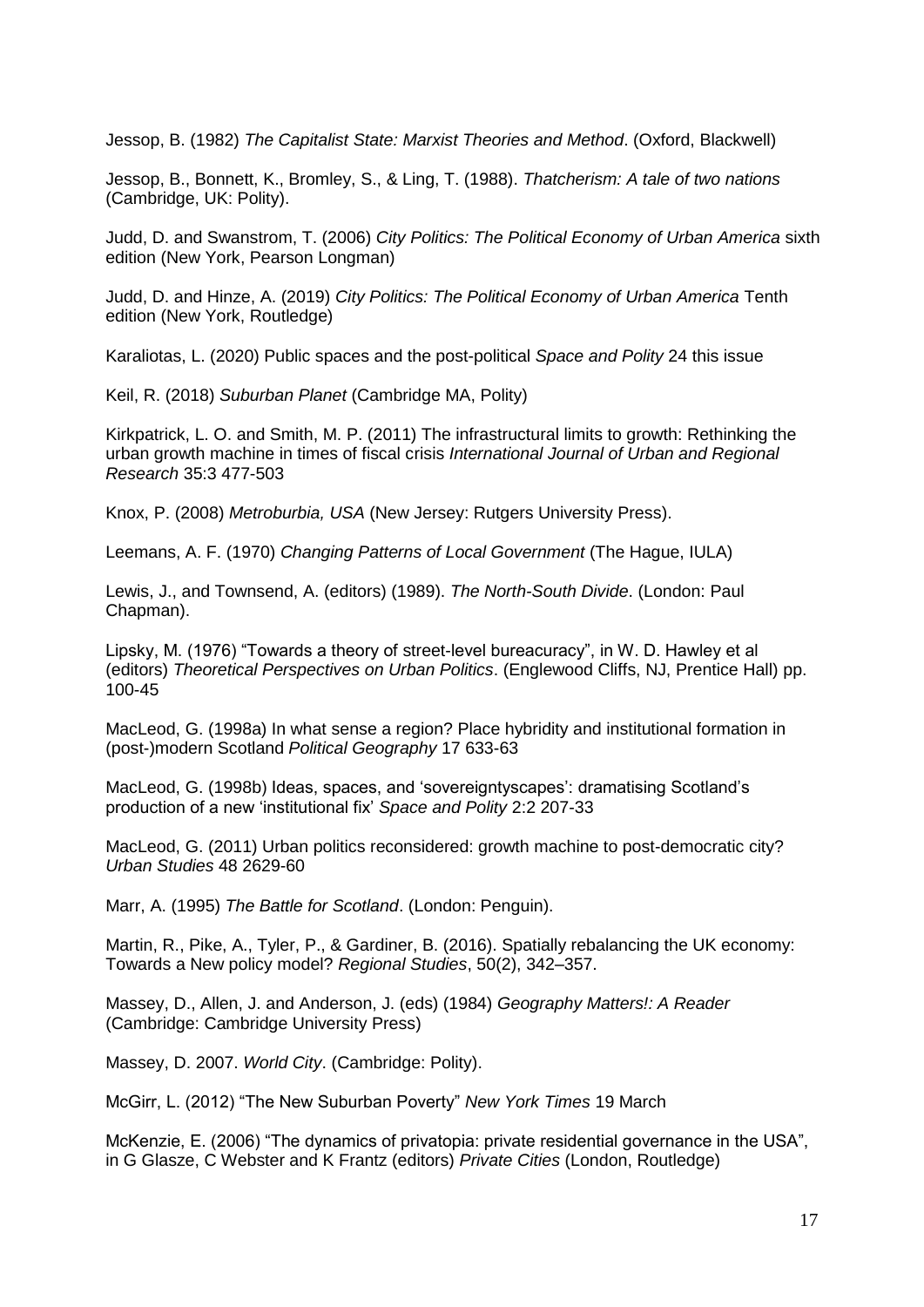Jessop, B. (1982) *The Capitalist State: Marxist Theories and Method*. (Oxford, Blackwell)

Jessop, B., Bonnett, K., Bromley, S., & Ling, T. (1988). *Thatcherism: A tale of two nations* (Cambridge, UK: Polity).

Judd, D. and Swanstrom, T. (2006) *City Politics: The Political Economy of Urban America* sixth edition (New York, Pearson Longman)

Judd, D. and Hinze, A. (2019) *City Politics: The Political Economy of Urban America* Tenth edition (New York, Routledge)

Karaliotas, L. (2020) Public spaces and the post-political *Space and Polity* 24 this issue

Keil, R. (2018) *Suburban Planet* (Cambridge MA, Polity)

Kirkpatrick, L. O. and Smith, M. P. (2011) The infrastructural limits to growth: Rethinking the urban growth machine in times of fiscal crisis *International Journal of Urban and Regional Research* 35:3 477-503

Knox, P. (2008) *Metroburbia, USA* (New Jersey: Rutgers University Press).

Leemans, A. F. (1970) *Changing Patterns of Local Government* (The Hague, IULA)

Lewis, J., and Townsend, A. (editors) (1989). *The North-South Divide*. (London: Paul Chapman).

Lipsky, M. (1976) "Towards a theory of street-level bureaucracy", in W. D. Hawley et al (editors) *Theoretical Perspectives on Urban Politics*. (Englewood Cliffs, NJ, Prentice Hall) pp. 100-45

MacLeod, G. (1998a) In what sense a region? Place hybridity and institutional formation in (post-)modern Scotland *Political Geography* 17 633-63

MacLeod, G. (1998b) Ideas, spaces, and 'sovereigntyscapes': dramatising Scotland's production of a new 'institutional fix' *Space and Polity* 2:2 207-33

MacLeod, G. (2011) Urban politics reconsidered: growth machine to post-democratic city? *Urban Studies* 48 2629-60

Marr, A. (1995) *The Battle for Scotland*. (London: Penguin).

Martin, R., Pike, A., Tyler, P., & Gardiner, B. (2016). Spatially rebalancing the UK economy: Towards a New policy model? *Regional Studies*, 50(2), 342–357.

Massey, D., Allen, J. and Anderson, J. (eds) (1984) *Geography Matters!: A Reader* (Cambridge: Cambridge University Press)

Massey, D. 2007. *World City*. (Cambridge: Polity).

McGirr, L. (2012) "The New Suburban Poverty" *New York Times* 19 March

McKenzie, E. (2006) "The dynamics of privatopia: private residential governance in the USA", in G Glasze, C Webster and K Frantz (editors) *Private Cities* (London, Routledge)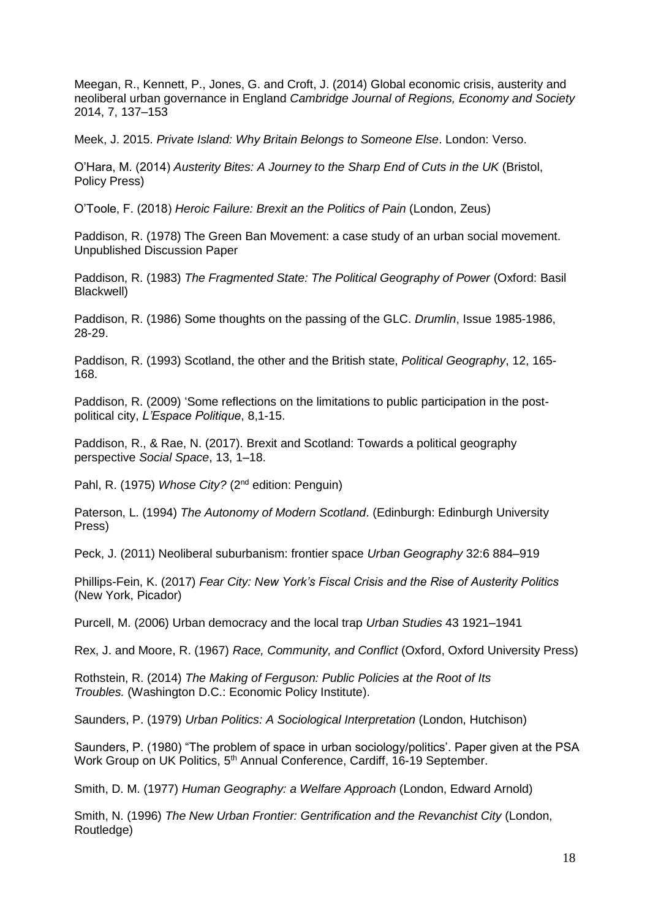Meegan, R., Kennett, P., Jones, G. and Croft, J. (2014) Global economic crisis, austerity and neoliberal urban governance in England *Cambridge Journal of Regions, Economy and Society* 2014, 7, 137–153

Meek, J. 2015. *Private Island: Why Britain Belongs to Someone Else*. London: Verso.

O'Hara, M. (2014) *Austerity Bites: A Journey to the Sharp End of Cuts in the UK* (Bristol, Policy Press)

O'Toole, F. (2018) *Heroic Failure: Brexit an the Politics of Pain* (London, Zeus)

Paddison, R. (1978) The Green Ban Movement: a case study of an urban social movement. Unpublished Discussion Paper

Paddison, R. (1983) *The Fragmented State: The Political Geography of Power* (Oxford: Basil Blackwell)

Paddison, R. (1986) Some thoughts on the passing of the GLC. *Drumlin*, Issue 1985-1986, 28-29.

Paddison, R. (1993) Scotland, the other and the British state, *Political Geography*, 12, 165-168.

Paddison, R. (2009) 'Some reflections on the limitations to public participation in the post-political city, *L'Espace Politique*, 8,1-15.

Paddison, R., & Rae, N. (2017). Brexit and Scotland: Towards a political geography perspective *Social Space*, 13, 1–18.

Pahl, R. (1975) *Whose City?* (2nd edition: Penguin)

Paterson, L. (1994) *The Autonomy of Modern Scotland*. (Edinburgh: Edinburgh University Press)

Peck, J. (2011) Neoliberal suburbanism: frontier space *Urban Geography* 32:6 884–919

Phillips-Fein, K. (2017) *Fear City: New York's Fiscal Crisis and the Rise of Austerity Politics* (New York, Picador)

Purcell, M. (2006) Urban democracy and the local trap *Urban Studies* 43 1921–1941

Rex, J. and Moore, R. (1967) *Race, Community, and Conflict* (Oxford, Oxford University Press)

Rothstein, R. (2014) *The Making of Ferguson: Public Policies at the Root of Its Troubles.* (Washington D.C.: Economic Policy Institute).

Saunders, P. (1979) *Urban Politics: A Sociological Interpretation* (London, Hutchison)

Saunders, P. (1980) "The problem of space in urban sociology/politics'. Paper given at the PSA Work Group on UK Politics, 5th Annual Conference, Cardiff, 16-19 September.

Smith, D. M. (1977) *Human Geography: a Welfare Approach* (London, Edward Arnold)

Smith, N. (1996) *The New Urban Frontier: Gentrification and the Revanchist City* (London, Routledge)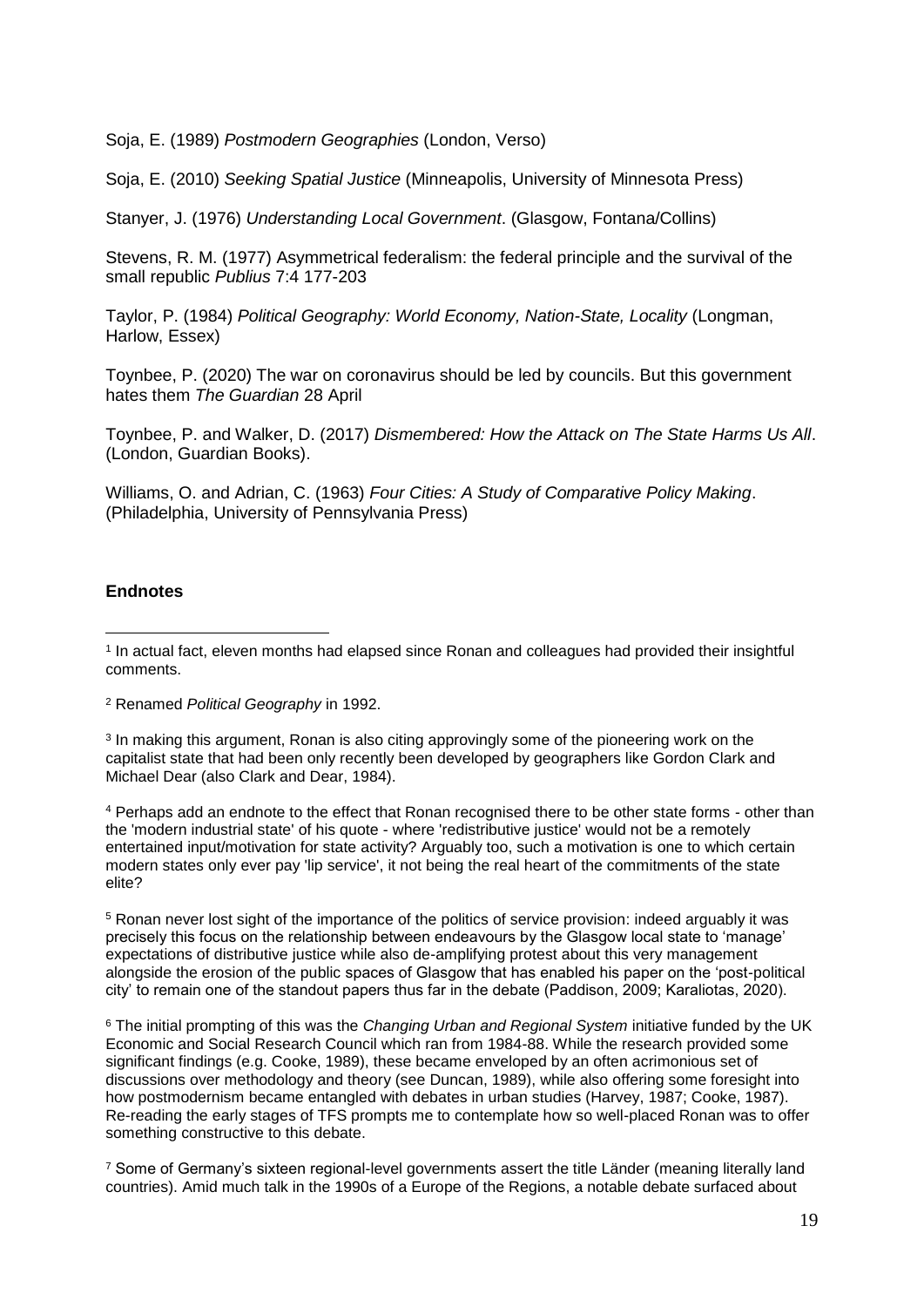Soja, E. (1989) *Postmodern Geographies* (London, Verso)

Soja, E. (2010) *Seeking Spatial Justice* (Minneapolis, University of Minnesota Press)

Stanyer, J. (1976) *Understanding Local Government*. (Glasgow, Fontana/Collins)

Stevens, R. M. (1977) Asymmetrical federalism: the federal principle and the survival of the small republic *Publius* 7:4 177-203

Taylor, P. (1984) *Political Geography: World Economy, Nation-State, Locality* (Longman, Harlow, Essex)

Toynbee, P. (2020) The war on coronavirus should be led by councils. But this government hates them *The Guardian* 28 April

Toynbee, P. and Walker, D. (2017) *Dismembered: How the Attack on The State Harms Us All*. (London, Guardian Books).

Williams, O. and Adrian, C. (1963) *Four Cities: A Study of Comparative Policy Making*. (Philadelphia, University of Pennsylvania Press)

## Endnotes

[1] In actual fact, eleven months had elapsed since Ronan and colleagues had provided their insightful comments.

[2] Renamed *Political Geography* in 1992.

[3] In making this argument, Ronan is also citing approvingly some of the pioneering work on the capitalist state that had been only recently been developed by geographers like Gordon Clark and Michael Dear (also Clark and Dear, 1984).

[4] Perhaps add an endnote to the effect that Ronan recognised there to be other state forms - other than the 'modern industrial state' of his quote - where 'redistributive justice' would not be a remotely entertained input/motivation for state activity? Arguably too, such a motivation is one to which certain modern states only ever pay 'lip service', it not being the real heart of the commitments of the state elite?

[5] Ronan never lost sight of the importance of the politics of service provision: indeed arguably it was precisely this focus on the relationship between endeavours by the Glasgow local state to 'manage' expectations of distributive justice while also de-amplifying protest about this very management alongside the erosion of the public spaces of Glasgow that has enabled his paper on the 'post-political city' to remain one of the standout papers thus far in the debate (Paddison, 2009; Karaliotas, 2020).

[6] The initial prompting of this was the *Changing Urban and Regional System* initiative funded by the UK Economic and Social Research Council which ran from 1984-88. While the research provided some significant findings (e.g. Cooke, 1989), these became enveloped by an often acrimonious set of discussions over methodology and theory (see Duncan, 1989), while also offering some foresight into how postmodernism became entangled with debates in urban studies (Harvey, 1987; Cooke, 1987). Re-reading the early stages of TFS prompts me to contemplate how so well-placed Ronan was to offer something constructive to this debate.

[7] Some of Germany's sixteen regional-level governments assert the title Länder (meaning literally land countries). Amid much talk in the 1990s of a Europe of the Regions, a notable debate surfaced about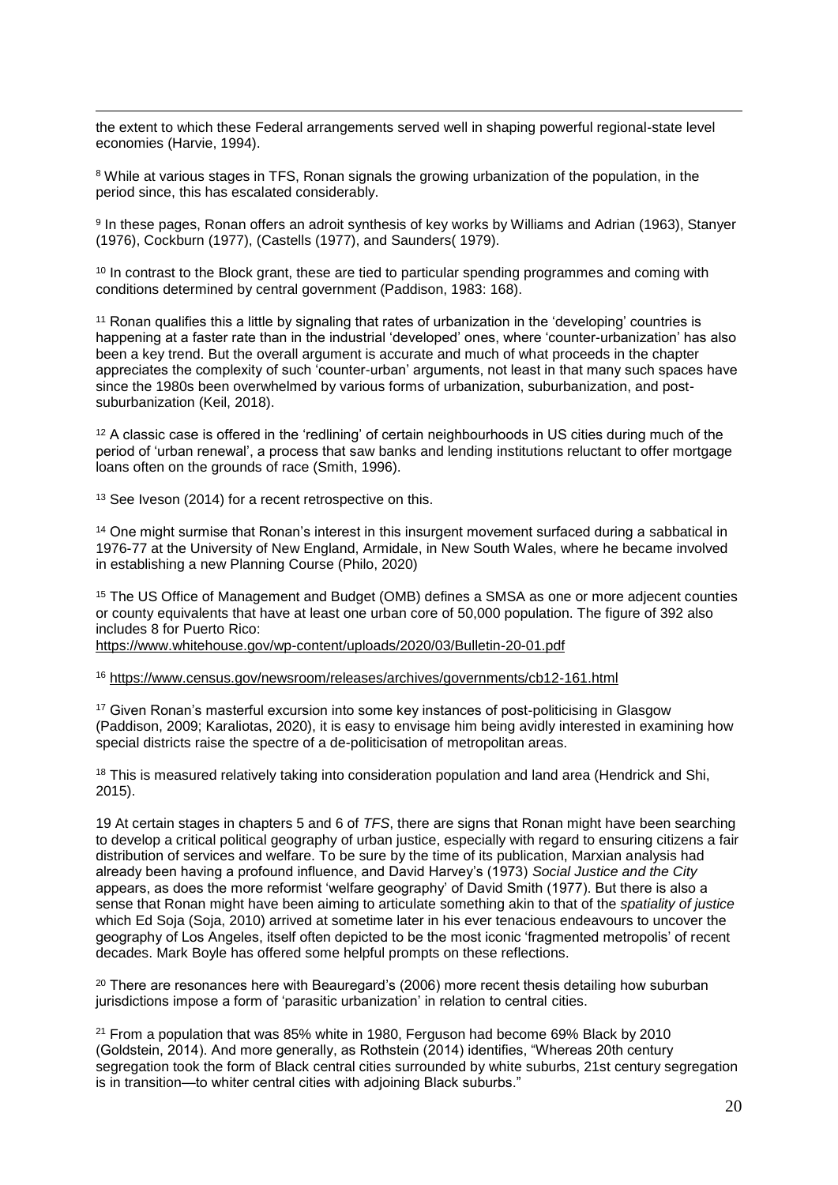the extent to which these Federal arrangements served well in shaping powerful regional-state level economies (Harvie, 1994).

[8] While at various stages in TFS, Ronan signals the growing urbanization of the population, in the period since, this has escalated considerably.

[9] In these pages, Ronan offers an adroit synthesis of key works by Williams and Adrian (1963), Stanyer (1976), Cockburn (1977), (Castells (1977), and Saunders( 1979).

[10] In contrast to the Block grant, these are tied to particular spending programmes and coming with conditions determined by central government (Paddison, 1983: 168).

[11] Ronan qualifies this a little by signaling that rates of urbanization in the 'developing' countries is happening at a faster rate than in the industrial 'developed' ones, where 'counter-urbanization' has also been a key trend. But the overall argument is accurate and much of what proceeds in the chapter appreciates the complexity of such 'counter-urban' arguments, not least in that many such spaces have since the 1980s been overwhelmed by various forms of urbanization, suburbanization, and post-suburbanization (Keil, 2018).

[12] A classic case is offered in the 'redlining' of certain neighbourhoods in US cities during much of the period of 'urban renewal', a process that saw banks and lending institutions reluctant to offer mortgage loans often on the grounds of race (Smith, 1996).

[13] See Iveson (2014) for a recent retrospective on this.

[14] One might surmise that Ronan's interest in this insurgent movement surfaced during a sabbatical in 1976-77 at the University of New England, Armidale, in New South Wales, where he became involved in establishing a new Planning Course (Philo, 2020)

[15] The US Office of Management and Budget (OMB) defines a SMSA as one or more adjecent counties or county equivalents that have at least one urban core of 50,000 population. The figure of 392 also includes 8 for Puerto Rico:
https://www.whitehouse.gov/wp-content/uploads/2020/03/Bulletin-20-01.pdf

[16] https://www.census.gov/newsroom/releases/archives/governments/cb12-161.html

[17] Given Ronan's masterful excursion into some key instances of post-politicising in Glasgow (Paddison, 2009; Karaliotas, 2020), it is easy to envisage him being avidly interested in examining how special districts raise the spectre of a de-politicisation of metropolitan areas.

[18] This is measured relatively taking into consideration population and land area (Hendrick and Shi, 2015).

19 At certain stages in chapters 5 and 6 of *TFS*, there are signs that Ronan might have been searching to develop a critical political geography of urban justice, especially with regard to ensuring citizens a fair distribution of services and welfare. To be sure by the time of its publication, Marxian analysis had already been having a profound influence, and David Harvey's (1973) *Social Justice and the City* appears, as does the more reformist 'welfare geography' of David Smith (1977). But there is also a sense that Ronan might have been aiming to articulate something akin to that of the *spatiality of justice* which Ed Soja (Soja, 2010) arrived at sometime later in his ever tenacious endeavours to uncover the geography of Los Angeles, itself often depicted to be the most iconic 'fragmented metropolis' of recent decades. Mark Boyle has offered some helpful prompts on these reflections.

[20] There are resonances here with Beauregard's (2006) more recent thesis detailing how suburban jurisdictions impose a form of 'parasitic urbanization' in relation to central cities.

[21] From a population that was 85% white in 1980, Ferguson had become 69% Black by 2010 (Goldstein, 2014). And more generally, as Rothstein (2014) identifies, "Whereas 20th century segregation took the form of Black central cities surrounded by white suburbs, 21st century segregation is in transition—to whiter central cities with adjoining Black suburbs."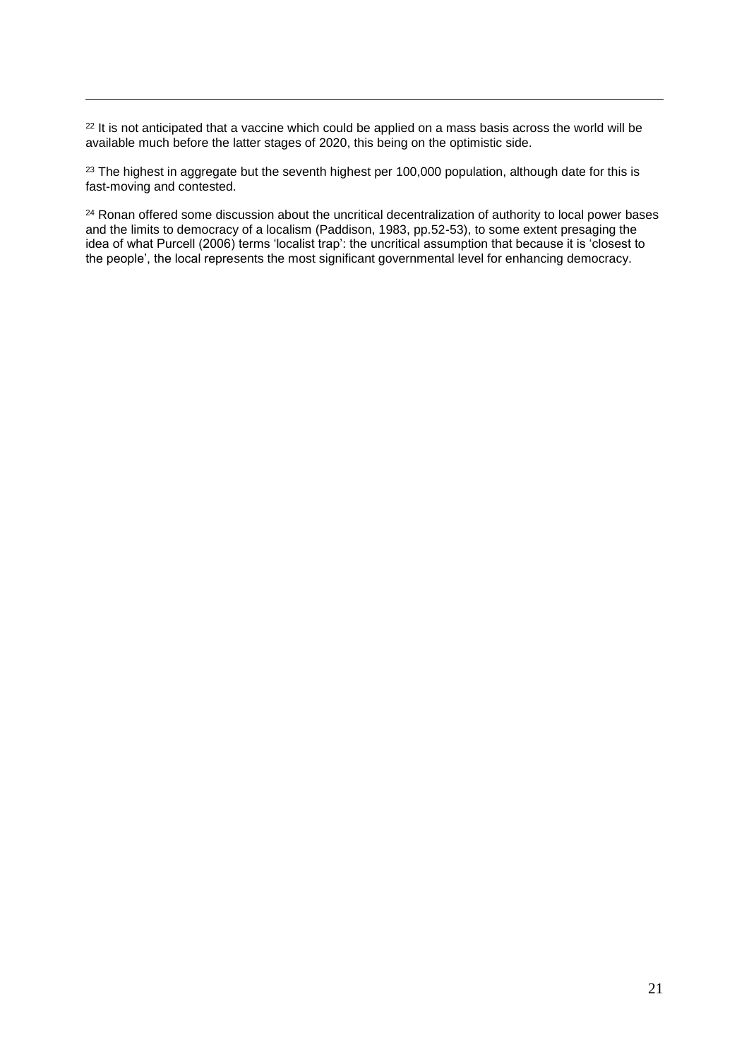[22] It is not anticipated that a vaccine which could be applied on a mass basis across the world will be available much before the latter stages of 2020, this being on the optimistic side.

[23] The highest in aggregate but the seventh highest per 100,000 population, although date for this is fast-moving and contested.

[24] Ronan offered some discussion about the uncritical decentralization of authority to local power bases and the limits to democracy of a localism (Paddison, 1983, pp.52-53), to some extent presaging the idea of what Purcell (2006) terms 'localist trap': the uncritical assumption that because it is 'closest to the people', the local represents the most significant governmental level for enhancing democracy.